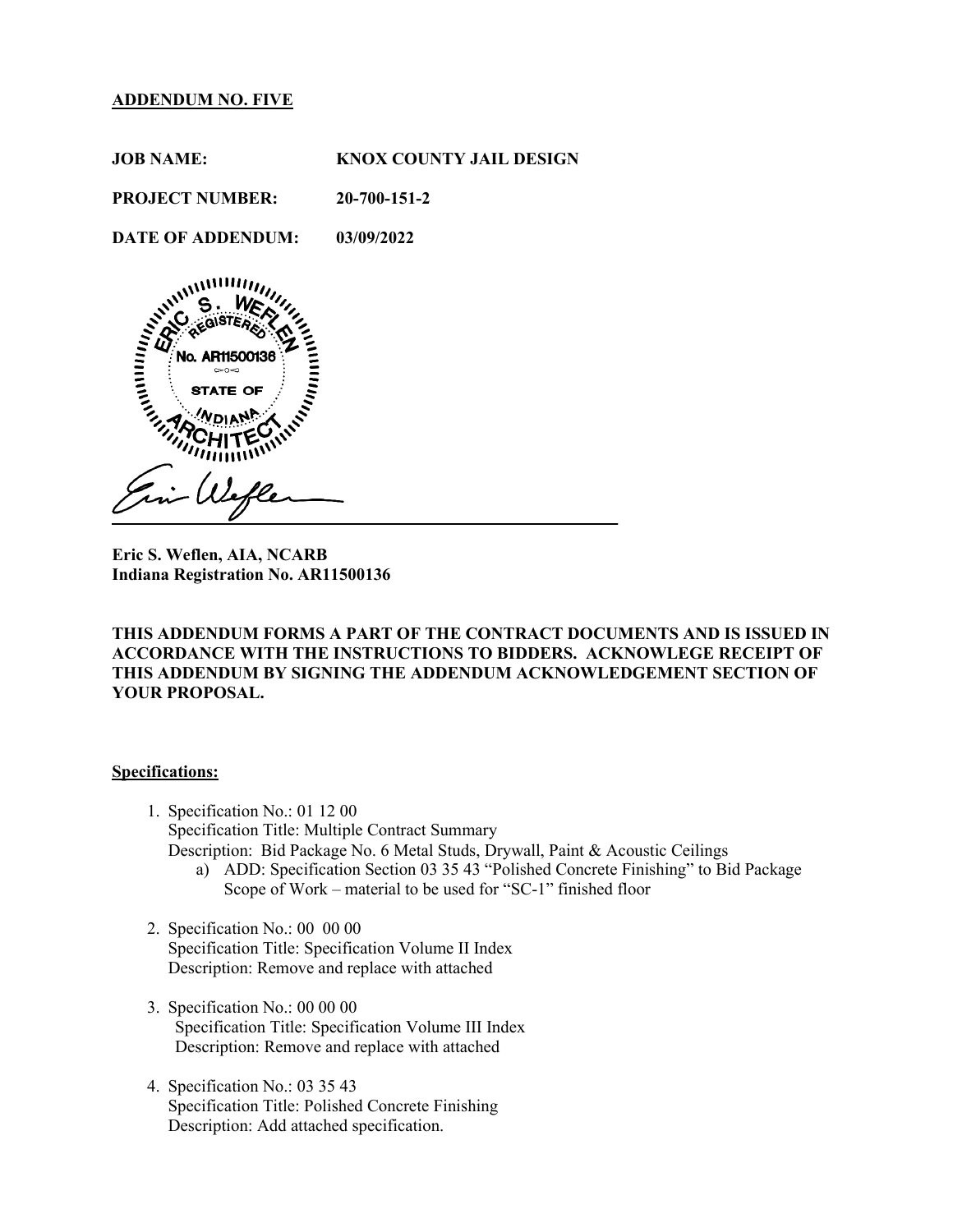**ADDENDUM NO. FIVE**

**JOB NAME:** **KNOX COUNTY JAIL DESIGN**

**PROJECT NUMBER:** **20-700-151-2**

**DATE OF ADDENDUM:** **03/09/2022**

ERIC S. WEFLEN REGISTERED No. AR11500136 STATE OF INDIANA ARCHITECT

**Eric S. Weflen, AIA, NCARB**
**Indiana Registration No. AR11500136**

**THIS ADDENDUM FORMS A PART OF THE CONTRACT DOCUMENTS AND IS ISSUED IN ACCORDANCE WITH THE INSTRUCTIONS TO BIDDERS. ACKNOWLEGE RECEIPT OF THIS ADDENDUM BY SIGNING THE ADDENDUM ACKNOWLEDGEMENT SECTION OF YOUR PROPOSAL.**

**Specifications:**

1. Specification No.: 01 12 00
   Specification Title: Multiple Contract Summary
   Description: Bid Package No. 6 Metal Studs, Drywall, Paint & Acoustic Ceilings
   a) ADD: Specification Section 03 35 43 "Polished Concrete Finishing" to Bid Package Scope of Work – material to be used for "SC-1" finished floor

2. Specification No.: 00 00 00
   Specification Title: Specification Volume II Index
   Description: Remove and replace with attached

3. Specification No.: 00 00 00
   Specification Title: Specification Volume III Index
   Description: Remove and replace with attached

4. Specification No.: 03 35 43
   Specification Title: Polished Concrete Finishing
   Description: Add attached specification.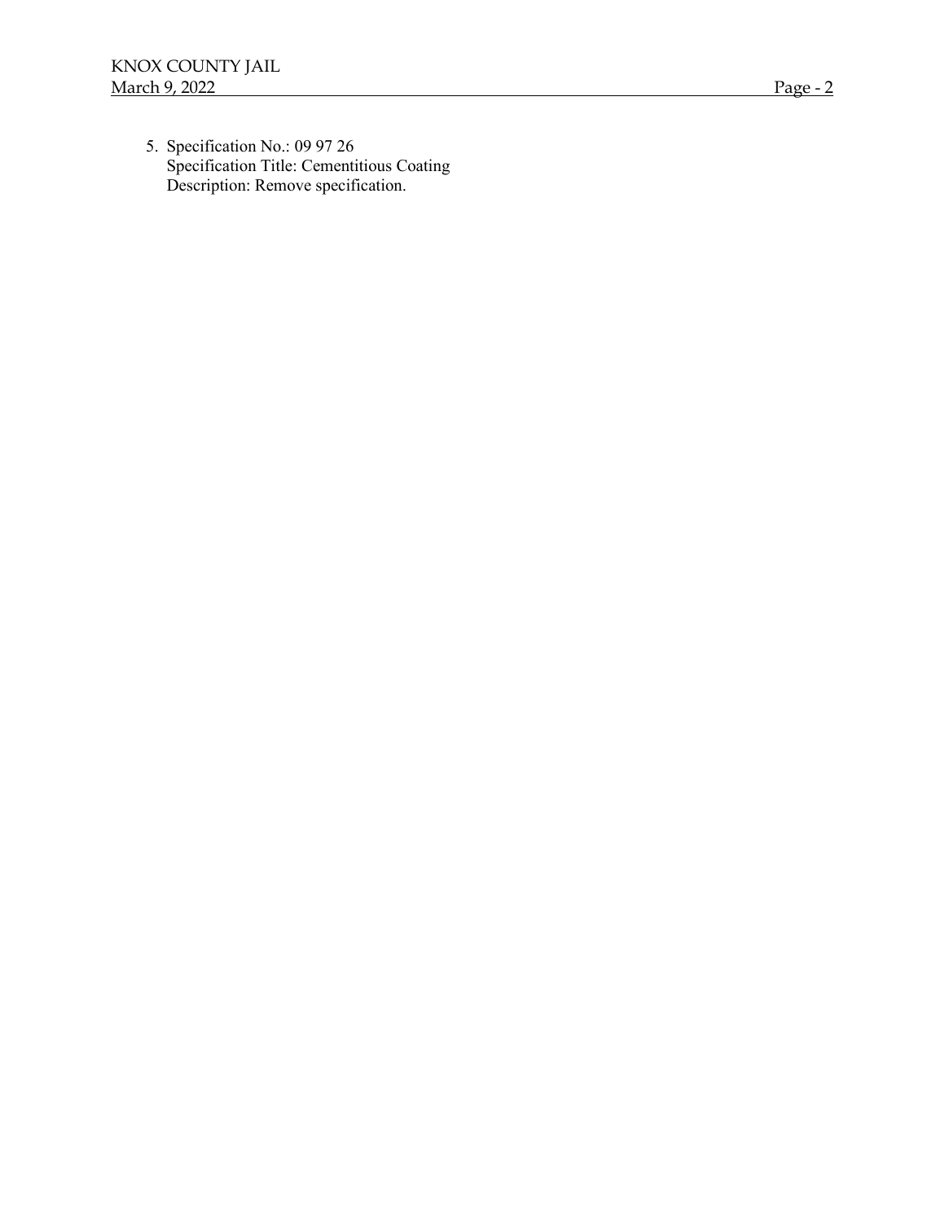5. Specification No.: 09 97 26
   Specification Title: Cementitious Coating
   Description: Remove specification.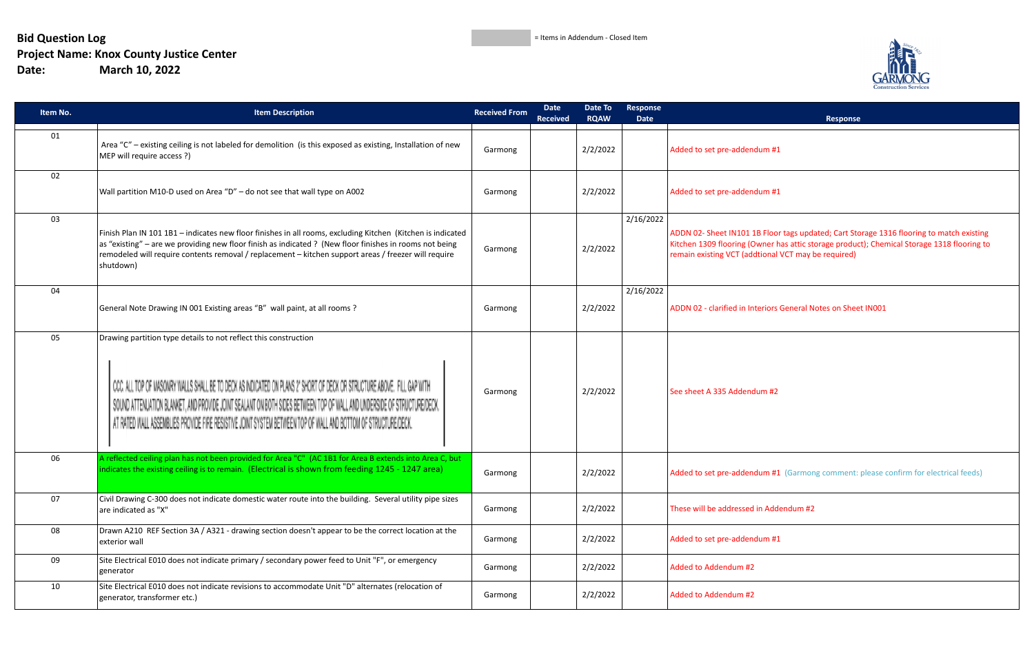**Bid Question Log**
**Project Name: Knox County Justice Center**
**Date: March 10, 2022**

= Items in Addendum - Closed Item

Garmong Construction Services

| Item No. | Item Description | Received From | Date Received | Date To RQAW | Response Date | Response |
|---|---|---|---|---|---|---|
| 01 | Area "C" – existing ceiling is not labeled for demolition (is this exposed as existing, Installation of new MEP will require access ?) | Garmong | | 2/2/2022 | | Added to set pre-addendum #1 |
| 02 | Wall partition M10-D used on Area "D" – do not see that wall type on A002 | Garmong | | 2/2/2022 | | Added to set pre-addendum #1 |
| 03 | Finish Plan IN 101 1B1 – indicates new floor finishes in all rooms, excluding Kitchen (Kitchen is indicated as "existing" – are we providing new floor finish as indicated ? (New floor finishes in rooms not being remodeled will require contents removal / replacement – kitchen support areas / freezer will require shutdown) | Garmong | | 2/2/2022 | 2/16/2022 | ADDN 02- Sheet IN101 1B Floor tags updated; Cart Storage 1316 flooring to match existing Kitchen 1309 flooring (Owner has attic storage product); Chemical Storage 1318 flooring to remain existing VCT (addtional VCT may be required) |
| 04 | General Note Drawing IN 001 Existing areas "B" wall paint, at all rooms ? | Garmong | | 2/2/2022 | 2/16/2022 | ADDN 02 - clarified in Interiors General Notes on Sheet IN001 |
| 05 | Drawing partition type details to not reflect this construction<br><br>CCC. ALL TOP OF MASONRY WALLS SHALL BE TO DECK AS INDICATED ON PLANS 2" SHORT OF DECK OR STRUCTURE ABOVE. FILL GAP WITH SOUND ATTENUATION BLANKET, AND PROVIDE JOINT SEALANT ON BOTH SIDES BETWEEN TOP OF WALL AND UNDERSIDE OF STRUCTURE/DECK. AT RATED WALL ASSEMBLIES PROVIDE FIRE RESISTIVE JOINT SYSTEM BETWEEN TOP OF WALL AND BOTTOM OF STRUCTURE/DECK. | Garmong | | 2/2/2022 | | See sheet A 335 Addendum #2 |
| 06 | A reflected ceiling plan has not been provided for Area "C" (AC 1B1 for Area B extends into Area C, but indicates the existing ceiling is to remain. (Electrical is shown from feeding 1245 - 1247 area) | Garmong | | 2/2/2022 | | Added to set pre-addendum #1 (Garmong comment: please confirm for electrical feeds) |
| 07 | Civil Drawing C-300 does not indicate domestic water route into the building. Several utility pipe sizes are indicated as "X" | Garmong | | 2/2/2022 | | These will be addressed in Addendum #2 |
| 08 | Drawn A210 REF Section 3A / A321 - drawing section doesn't appear to be the correct location at the exterior wall | Garmong | | 2/2/2022 | | Added to set pre-addendum #1 |
| 09 | Site Electrical E010 does not indicate primary / secondary power feed to Unit "F", or emergency generator | Garmong | | 2/2/2022 | | Added to Addendum #2 |
| 10 | Site Electrical E010 does not indicate revisions to accommodate Unit "D" alternates (relocation of generator, transformer etc.) | Garmong | | 2/2/2022 | | Added to Addendum #2 |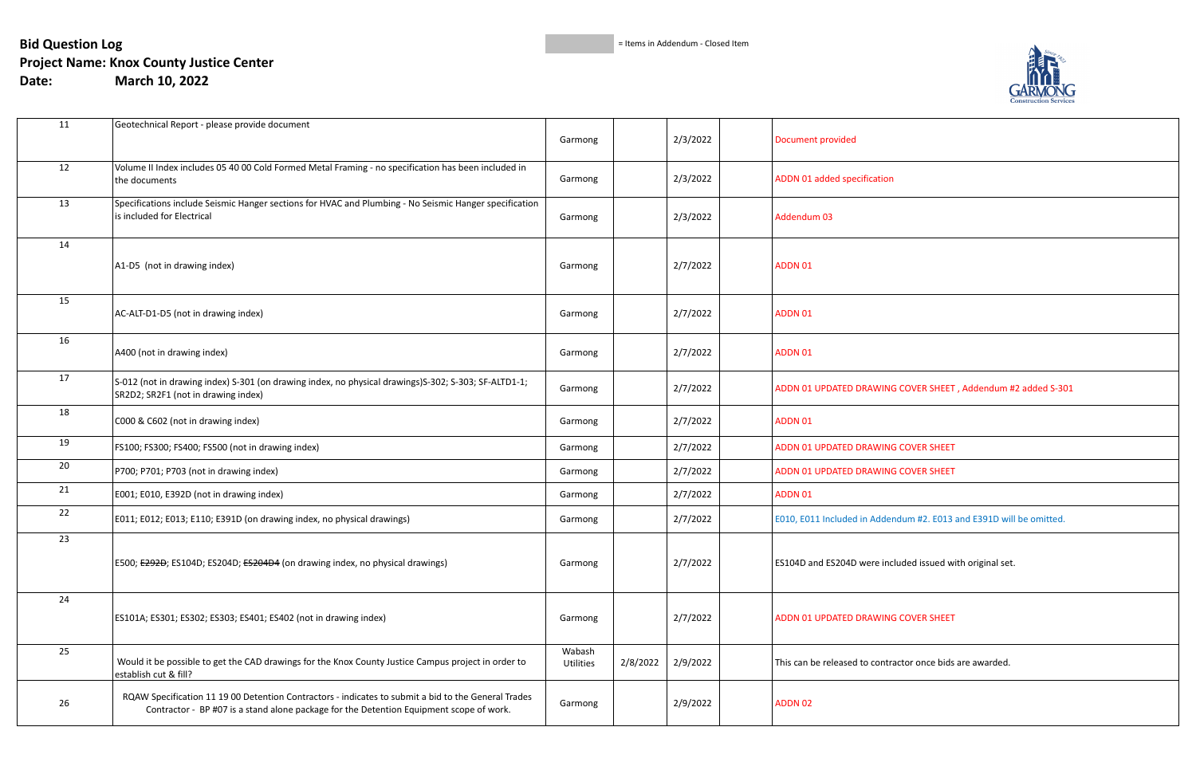**Bid Question Log**
**Project Name: Knox County Justice Center**
**Date: March 10, 2022**

= Items in Addendum - Closed Item

| | | | | | | |
|---|---|---|---|---|---|---|
| 11 | Geotechnical Report - please provide document | Garmong | | 2/3/2022 | | Document provided |
| 12 | Volume II Index includes 05 40 00 Cold Formed Metal Framing - no specification has been included in the documents | Garmong | | 2/3/2022 | | ADDN 01 added specification |
| 13 | Specifications include Seismic Hanger sections for HVAC and Plumbing - No Seismic Hanger specification is included for Electrical | Garmong | | 2/3/2022 | | Addendum 03 |
| 14 | A1-D5 (not in drawing index) | Garmong | | 2/7/2022 | | ADDN 01 |
| 15 | AC-ALT-D1-D5 (not in drawing index) | Garmong | | 2/7/2022 | | ADDN 01 |
| 16 | A400 (not in drawing index) | Garmong | | 2/7/2022 | | ADDN 01 |
| 17 | S-012 (not in drawing index) S-301 (on drawing index, no physical drawings)S-302; S-303; SF-ALTD1-1; SR2D2; SR2F1 (not in drawing index) | Garmong | | 2/7/2022 | | ADDN 01 UPDATED DRAWING COVER SHEET , Addendum #2 added S-301 |
| 18 | C000 & C602 (not in drawing index) | Garmong | | 2/7/2022 | | ADDN 01 |
| 19 | FS100; FS300; FS400; FS500 (not in drawing index) | Garmong | | 2/7/2022 | | ADDN 01 UPDATED DRAWING COVER SHEET |
| 20 | P700; P701; P703 (not in drawing index) | Garmong | | 2/7/2022 | | ADDN 01 UPDATED DRAWING COVER SHEET |
| 21 | E001; E010, E392D (not in drawing index) | Garmong | | 2/7/2022 | | ADDN 01 |
| 22 | E011; E012; E013; E110; E391D (on drawing index, no physical drawings) | Garmong | | 2/7/2022 | | E010, E011 Included in Addendum #2. E013 and E391D will be omitted. |
| 23 | E500; ~~E292D~~; ES104D; ES204D; ~~ES204D4~~ (on drawing index, no physical drawings) | Garmong | | 2/7/2022 | | ES104D and ES204D were included issued with original set. |
| 24 | ES101A; ES301; ES302; ES303; ES401; ES402 (not in drawing index) | Garmong | | 2/7/2022 | | ADDN 01 UPDATED DRAWING COVER SHEET |
| 25 | Would it be possible to get the CAD drawings for the Knox County Justice Campus project in order to establish cut & fill? | Wabash Utilities | 2/8/2022 | 2/9/2022 | | This can be released to contractor once bids are awarded. |
| 26 | RQAW Specification 11 19 00 Detention Contractors - indicates to submit a bid to the General Trades Contractor - BP #07 is a stand alone package for the Detention Equipment scope of work. | Garmong | | 2/9/2022 | | ADDN 02 |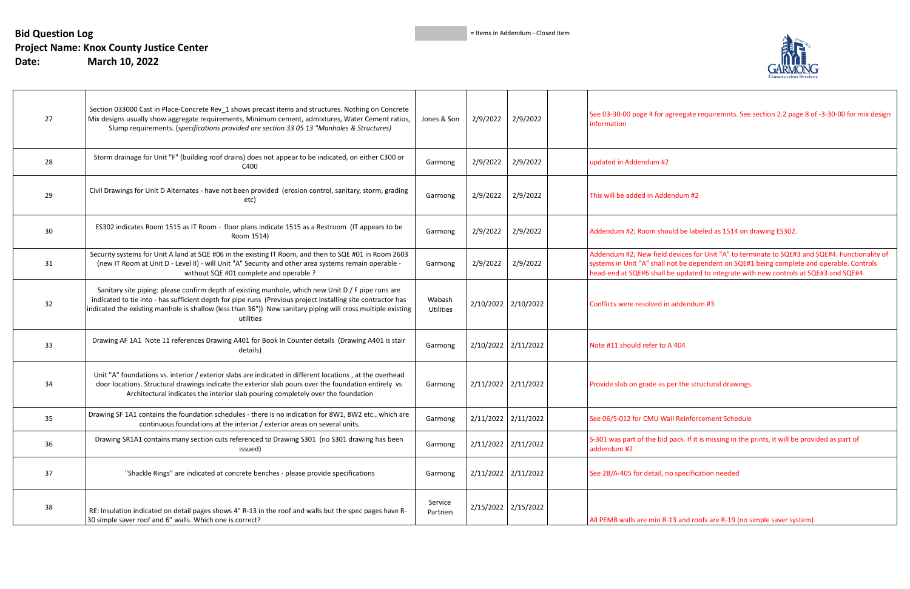**Bid Question Log**
**Project Name: Knox County Justice Center**
**Date: March 10, 2022**

= Items in Addendum - Closed Item

| | | | | | | |
|---|---|---|---|---|---|---|
| 27 | Section 033000 Cast in Place-Concrete Rev_1 shows precast items and structures. Nothing on Concrete Mix designs usually show aggregate requirements, Minimum cement, admixtures, Water Cement ratios, Slump requirements. (*specifications provided are section 33 05 13 "Manholes & Structures)* | Jones & Son | 2/9/2022 | 2/9/2022 | | See 03-30-00 page 4 for agreegate requiremnts. See section 2.2 page 8 of -3-30-00 for mix design information |
| 28 | Storm drainage for Unit "F" (building roof drains) does not appear to be indicated, on either C300 or C400 | Garmong | 2/9/2022 | 2/9/2022 | | updated in Addendum #2 |
| 29 | Civil Drawings for Unit D Alternates - have not been provided (erosion control, sanitary, storm, grading etc) | Garmong | 2/9/2022 | 2/9/2022 | | This will be added in Addendum #2 |
| 30 | ES302 indicates Room 1515 as IT Room - floor plans indicate 1515 as a Restroom (IT appears to be Room 1514) | Garmong | 2/9/2022 | 2/9/2022 | | Addendum #2; Room should be labeled as 1514 on drawing ES302. |
| 31 | Security systems for Unit A land at SQE #06 in the existing IT Room, and then to SQE #01 in Room 2603 (new IT Room at Unit D - Level II) - will Unit "A" Security and other area systems remain operable - without SQE #01 complete and operable ? | Garmong | 2/9/2022 | 2/9/2022 | | Addendum #2; New field devices for Unit "A" to terminate to SQE#3 and SQE#4. Functionality of systems in Unit "A" shall not be dependent on SQE#1 being complete and operable. Controls head-end at SQE#6 shall be updated to integrate with new controls at SQE#3 and SQE#4. |
| 32 | Sanitary site piping: please confirm depth of existing manhole, which new Unit D / F pipe runs are indicated to tie into - has sufficient depth for pipe runs (Previous project installing site contractor has indicated the existing manhole is shallow (less than 36")) New sanitary piping will cross multiple existing utilities | Wabash Utilities | 2/10/2022 | 2/10/2022 | | Conflicts were resolved in addendum #3 |
| 33 | Drawing AF 1A1 Note 11 references Drawing A401 for Book In Counter details (Drawing A401 is stair details) | Garmong | 2/10/2022 | 2/11/2022 | | Note #11 should refer to A 404 |
| 34 | Unit "A" foundations vs. interior / exterior slabs are indicated in different locations , at the overhead door locations. Structural drawings indicate the exterior slab pours over the foundation entirely vs Architectural indicates the interior slab pouring completely over the foundation | Garmong | 2/11/2022 | 2/11/2022 | | Provide slab on grade as per the structural drawings. |
| 35 | Drawing SF 1A1 contains the foundation schedules - there is no indication for 8W1, 8W2 etc., which are continuous foundations at the interior / exterior areas on several units. | Garmong | 2/11/2022 | 2/11/2022 | | See 06/S-012 for CMU Wall Reinforcement Schedule |
| 36 | Drawing SR1A1 contains many section cuts referenced to Drawing S301 (no S301 drawing has been issued) | Garmong | 2/11/2022 | 2/11/2022 | | S-301 was part of the bid pack. If it is missing in the prints, it will be provided as part of addendum #2 |
| 37 | "Shackle Rings" are indicated at concrete benches - please provide specifications | Garmong | 2/11/2022 | 2/11/2022 | | See 2B/A-405 for detail, no specification needed |
| 38 | RE: Insulation indicated on detail pages shows 4" R-13 in the roof and walls but the spec pages have R-30 simple saver roof and 6" walls. Which one is correct? | Service Partners | 2/15/2022 | 2/15/2022 | | All PEMB walls are min R-13 and roofs are R-19 (no simple saver system) |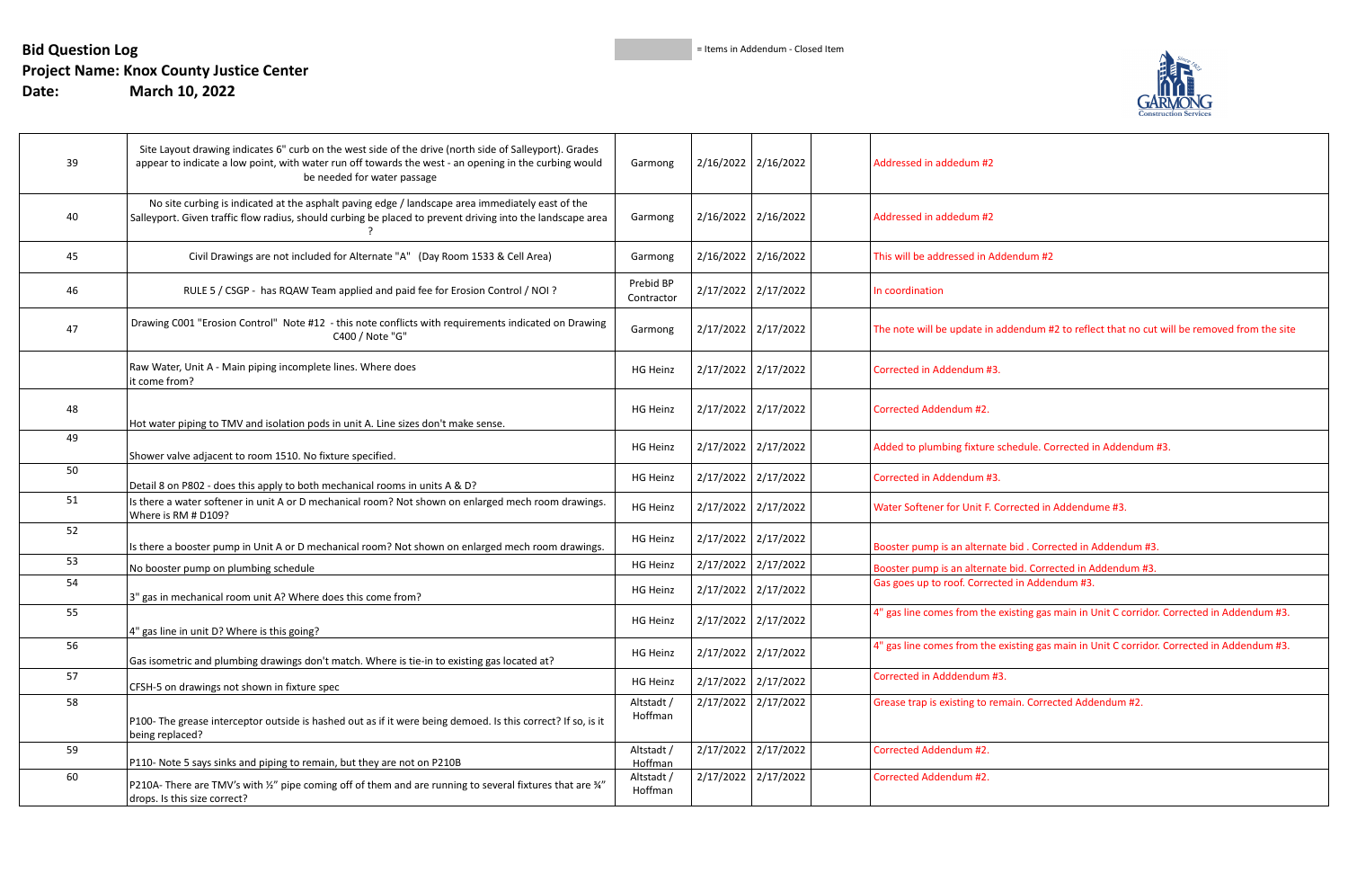**Bid Question Log**
**Project Name: Knox County Justice Center**
**Date: March 10, 2022**

= Items in Addendum - Closed Item

| | | | | | | |
|---|---|---|---|---|---|---|
| 39 | Site Layout drawing indicates 6" curb on the west side of the drive (north side of Salleyport). Grades appear to indicate a low point, with water run off towards the west - an opening in the curbing would be needed for water passage | Garmong | 2/16/2022 | 2/16/2022 | | Addressed in addedum #2 |
| 40 | No site curbing is indicated at the asphalt paving edge / landscape area immediately east of the Salleyport. Given traffic flow radius, should curbing be placed to prevent driving into the landscape area ? | Garmong | 2/16/2022 | 2/16/2022 | | Addressed in addedum #2 |
| 45 | Civil Drawings are not included for Alternate "A" (Day Room 1533 & Cell Area) | Garmong | 2/16/2022 | 2/16/2022 | | This will be addressed in Addendum #2 |
| 46 | RULE 5 / CSGP - has RQAW Team applied and paid fee for Erosion Control / NOI ? | Prebid BP Contractor | 2/17/2022 | 2/17/2022 | | In coordination |
| 47 | Drawing C001 "Erosion Control" Note #12 - this note conflicts with requirements indicated on Drawing C400 / Note "G" | Garmong | 2/17/2022 | 2/17/2022 | | The note will be update in addendum #2 to reflect that no cut will be removed from the site |
| | Raw Water, Unit A - Main piping incomplete lines. Where does it come from? | HG Heinz | 2/17/2022 | 2/17/2022 | | Corrected in Addendum #3. |
| 48 | Hot water piping to TMV and isolation pods in unit A. Line sizes don't make sense. | HG Heinz | 2/17/2022 | 2/17/2022 | | Corrected Addendum #2. |
| 49 | Shower valve adjacent to room 1510. No fixture specified. | HG Heinz | 2/17/2022 | 2/17/2022 | | Added to plumbing fixture schedule. Corrected in Addendum #3. |
| 50 | Detail 8 on P802 - does this apply to both mechanical rooms in units A & D? | HG Heinz | 2/17/2022 | 2/17/2022 | | Corrected in Addendum #3. |
| 51 | Is there a water softener in unit A or D mechanical room? Not shown on enlarged mech room drawings. Where is RM # D109? | HG Heinz | 2/17/2022 | 2/17/2022 | | Water Softener for Unit F. Corrected in Addendume #3. |
| 52 | Is there a booster pump in Unit A or D mechanical room? Not shown on enlarged mech room drawings. | HG Heinz | 2/17/2022 | 2/17/2022 | | Booster pump is an alternate bid . Corrected in Addendum #3. |
| 53 | No booster pump on plumbing schedule | HG Heinz | 2/17/2022 | 2/17/2022 | | Booster pump is an alternate bid. Corrected in Addendum #3. |
| 54 | 3" gas in mechanical room unit A? Where does this come from? | HG Heinz | 2/17/2022 | 2/17/2022 | | Gas goes up to roof. Corrected in Addendum #3. |
| 55 | 4" gas line in unit D? Where is this going? | HG Heinz | 2/17/2022 | 2/17/2022 | | 4" gas line comes from the existing gas main in Unit C corridor. Corrected in Addendum #3. |
| 56 | Gas isometric and plumbing drawings don't match. Where is tie-in to existing gas located at? | HG Heinz | 2/17/2022 | 2/17/2022 | | 4" gas line comes from the existing gas main in Unit C corridor. Corrected in Addendum #3. |
| 57 | CFSH-5 on drawings not shown in fixture spec | HG Heinz | 2/17/2022 | 2/17/2022 | | Corrected in Adddendum #3. |
| 58 | P100- The grease interceptor outside is hashed out as if it were being demoed. Is this correct? If so, is it being replaced? | Altstadt / Hoffman | 2/17/2022 | 2/17/2022 | | Grease trap is existing to remain. Corrected Addendum #2. |
| 59 | P110- Note 5 says sinks and piping to remain, but they are not on P210B | Altstadt / Hoffman | 2/17/2022 | 2/17/2022 | | Corrected Addendum #2. |
| 60 | P210A- There are TMV's with ½" pipe coming off of them and are running to several fixtures that are ¾" drops. Is this size correct? | Altstadt / Hoffman | 2/17/2022 | 2/17/2022 | | Corrected Addendum #2. |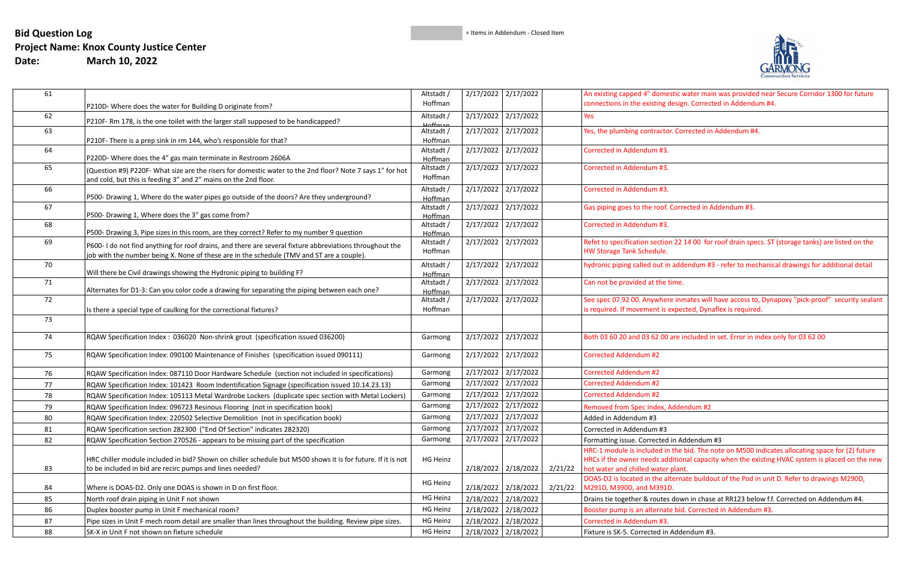**Bid Question Log**
**Project Name: Knox County Justice Center**
**Date: March 10, 2022**

= Items in Addendum - Closed Item

| # | Question | From | Date | Date | Date | Response |
|---|---|---|---|---|---|---|
| 61 | P210D- Where does the water for Building D originate from? | Altstadt / Hoffman | 2/17/2022 | 2/17/2022 | | An existing capped 4" domestic water main was provided near Secure Corridor 1300 for future connections in the existing design. Corrected in Addendum #4. |
| 62 | P210F- Rm 178, is the one toilet with the larger stall supposed to be handicapped? | Altstadt / Hoffman | 2/17/2022 | 2/17/2022 | | Yes |
| 63 | P210F- There is a prep sink in rm 144, who's responsible for that? | Altstadt / Hoffman | 2/17/2022 | 2/17/2022 | | Yes, the plumbing contractor. Corrected in Addendum #4. |
| 64 | P220D- Where does the 4" gas main terminate in Restroom 2606A | Altstadt / Hoffman | 2/17/2022 | 2/17/2022 | | Corrected in Addendum #3. |
| 65 | (Question #9) P220F- What size are the risers for domestic water to the 2nd floor? Note 7 says 1" for hot and cold, but this is feeding 3" and 2" mains on the 2nd floor. | Altstadt / Hoffman | 2/17/2022 | 2/17/2022 | | Corrected in Addendum #3. |
| 66 | P500- Drawing 1, Where do the water pipes go outside of the doors? Are they underground? | Altstadt / Hoffman | 2/17/2022 | 2/17/2022 | | Corrected in Addendum #3. |
| 67 | P500- Drawing 1, Where does the 3" gas come from? | Altstadt / Hoffman | 2/17/2022 | 2/17/2022 | | Gas piping goes to the roof. Corrected in Addendum #3. |
| 68 | P500- Drawing 3, Pipe sizes in this room, are they correct? Refer to my number 9 question | Altstadt / Hoffman | 2/17/2022 | 2/17/2022 | | Corrected in Addendum #3. |
| 69 | P600- I do not find anything for roof drains, and there are several fixture abbreviations throughout the job with the number being X. None of these are in the schedule (TMV and ST are a couple). | Altstadt / Hoffman | 2/17/2022 | 2/17/2022 | | Refet to specification section 22 14 00 for roof drain specs. ST (storage tanks) are listed on the HW Storage Tank Schedule. |
| 70 | Will there be Civil drawings showing the Hydronic piping to building F? | Altstadt / Hoffman | 2/17/2022 | 2/17/2022 | | hydronic piping called out in addendum #3 - refer to mechanical drawings for additional detail |
| 71 | Alternates for D1-3: Can you color code a drawing for separating the piping between each one? | Altstadt / Hoffman | 2/17/2022 | 2/17/2022 | | Can not be provided at the time. |
| 72 | Is there a special type of caulking for the correctional fixtures? | Altstadt / Hoffman | 2/17/2022 | 2/17/2022 | | See spec 07 92 00. Anywhere inmates will have access to, Dynapoxy "pick-proof" security sealant is required. If movement is expected, Dynaflex is required. |
| 73 | | | | | | |
| 74 | RQAW Specification Index : 036020 Non-shrink grout (specification issued 036200) | Garmong | 2/17/2022 | 2/17/2022 | | Both 03 60 20 and 03 62 00 are included in set. Error in index only for 03 62 00 |
| 75 | RQAW Specification Index: 090100 Maintenance of Finishes (specification issued 090111) | Garmong | 2/17/2022 | 2/17/2022 | | Corrected Addendum #2 |
| 76 | RQAW Specification Index: 087110 Door Hardware Schedule (section not included in specifications) | Garmong | 2/17/2022 | 2/17/2022 | | Corrected Addendum #2 |
| 77 | RQAW Specification Index: 101423 Room Indentification Signage (specification issued 10.14.23.13) | Garmong | 2/17/2022 | 2/17/2022 | | Corrected Addendum #2 |
| 78 | RQAW Specification Index: 105113 Metal Wardrobe Lockers (duplicate spec section with Metal Lockers) | Garmong | 2/17/2022 | 2/17/2022 | | Corrected Addendum #2 |
| 79 | RQAW Specification Index: 096723 Resinous Flooring (not in specification book) | Garmong | 2/17/2022 | 2/17/2022 | | Removed from Spec Index, Addendum #2 |
| 80 | RQAW Specification Index: 220502 Selective Demolition (not in specification book) | Garmong | 2/17/2022 | 2/17/2022 | | Added in Addendum #3 |
| 81 | RQAW Specification section 282300 ("End Of Section" indicates 282320) | Garmong | 2/17/2022 | 2/17/2022 | | Corrected in Addendum #3 |
| 82 | RQAW Specification Section 270526 - appears to be missing part of the specification | Garmong | 2/17/2022 | 2/17/2022 | | Formatting issue. Corrected in Addendum #3 |
| 83 | HRC chiller module included in bid? Shown on chiller schedule but M500 shows it is for future. If it is not to be included in bid are recirc pumps and lines needed? | HG Heinz | 2/18/2022 | 2/18/2022 | 2/21/22 | HRC-1 module is included in the bid. The note on M500 indicates allocating space for (2) future HRCs if the owner needs additional capacity when the existing HVAC system is placed on the new hot water and chilled water plant. |
| 84 | Where is DOAS-D2. Only one DOAS is shown in D on first floor. | HG Heinz | 2/18/2022 | 2/18/2022 | 2/21/22 | DOAS-D2 is located in the alternate buildout of the Pod in unit D. Refer to drawings M290D, M291D, M390D, and M391D. |
| 85 | North roof drain piping in Unit F not shown | HG Heinz | 2/18/2022 | 2/18/2022 | | Drains tie together & routes down in chase at RR123 below f.f. Corrected on Addendum #4. |
| 86 | Duplex booster pump in Unit F mechanical room? | HG Heinz | 2/18/2022 | 2/18/2022 | | Booster pump is an alternate bid. Corrected in Addendum #3. |
| 87 | Pipe sizes in Unit F mech room detail are smaller than lines throughout the building. Review pipe sizes. | HG Heinz | 2/18/2022 | 2/18/2022 | | Corrected in Addendum #3. |
| 88 | SK-X in Unit F not shown on fixture schedule | HG Heinz | 2/18/2022 | 2/18/2022 | | Fixture is SK-5. Corrected in Addendum #3. |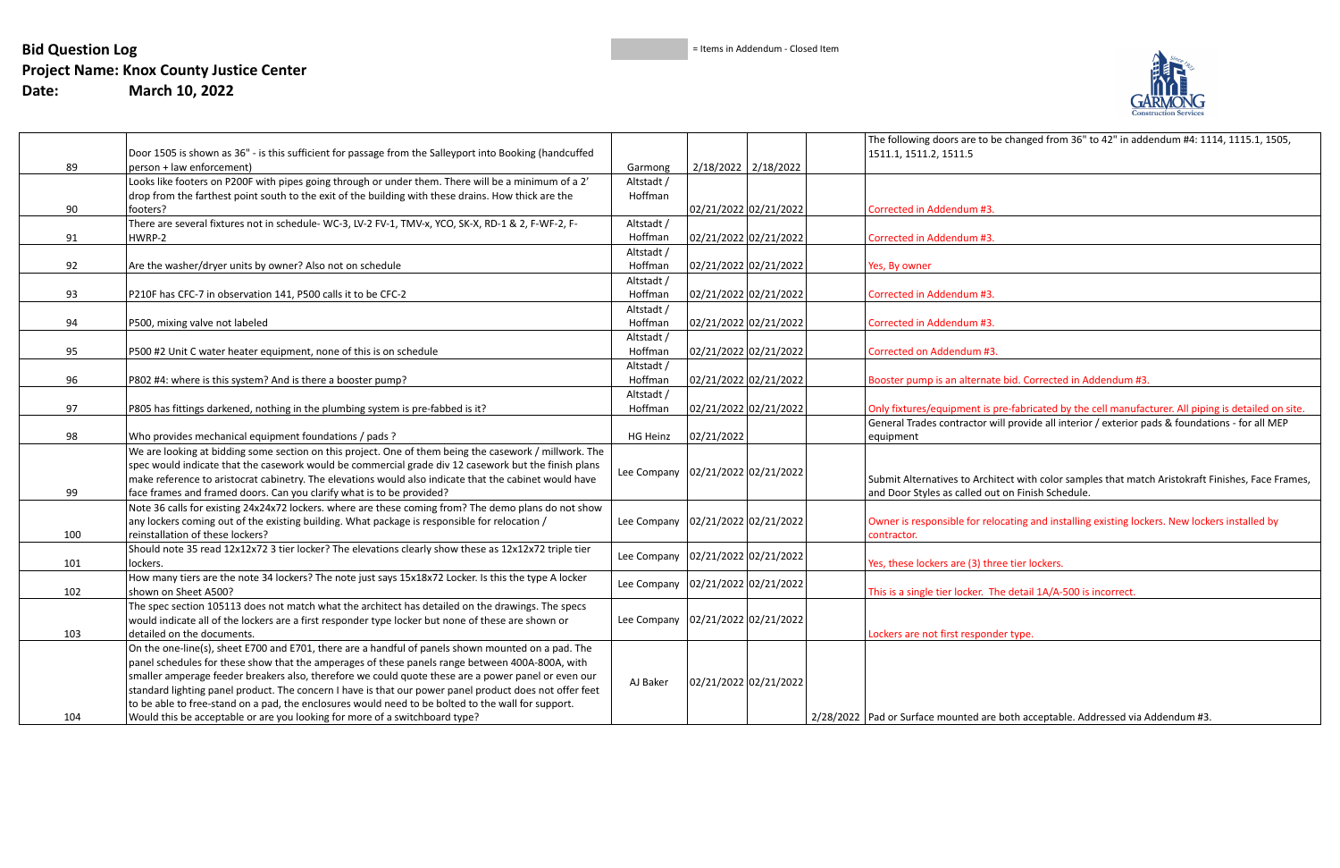**Bid Question Log**
**Project Name: Knox County Justice Center**
**Date: March 10, 2022**

= Items in Addendum - Closed Item

| # | Question | Submitted By | Date Received | Date Sent | Date Answered | Response |
|---|---|---|---|---|---|---|
| 89 | Door 1505 is shown as 36" - is this sufficient for passage from the Salleyport into Booking (handcuffed person + law enforcement) | Garmong | 2/18/2022 | 2/18/2022 | | The following doors are to be changed from 36" to 42" in addendum #4: 1114, 1115.1, 1505, 1511.1, 1511.2, 1511.5 |
| 90 | Looks like footers on P200F with pipes going through or under them. There will be a minimum of a 2' drop from the farthest point south to the exit of the building with these drains. How thick are the footers? | Altstadt / Hoffman | 02/21/2022 | 02/21/2022 | | Corrected in Addendum #3. |
| 91 | There are several fixtures not in schedule- WC-3, LV-2 FV-1, TMV-x, YCO, SK-X, RD-1 & 2, F-WF-2, F-HWRP-2 | Altstadt / Hoffman | 02/21/2022 | 02/21/2022 | | Corrected in Addendum #3. |
| 92 | Are the washer/dryer units by owner? Also not on schedule | Altstadt / Hoffman | 02/21/2022 | 02/21/2022 | | Yes, By owner |
| 93 | P210F has CFC-7 in observation 141, P500 calls it to be CFC-2 | Altstadt / Hoffman | 02/21/2022 | 02/21/2022 | | Corrected in Addendum #3. |
| 94 | P500, mixing valve not labeled | Altstadt / Hoffman | 02/21/2022 | 02/21/2022 | | Corrected in Addendum #3. |
| 95 | P500 #2 Unit C water heater equipment, none of this is on schedule | Altstadt / Hoffman | 02/21/2022 | 02/21/2022 | | Corrected on Addendum #3. |
| 96 | P802 #4: where is this system? And is there a booster pump? | Altstadt / Hoffman | 02/21/2022 | 02/21/2022 | | Booster pump is an alternate bid. Corrected in Addendum #3. |
| 97 | P805 has fittings darkened, nothing in the plumbing system is pre-fabbed is it? | Altstadt / Hoffman | 02/21/2022 | 02/21/2022 | | Only fixtures/equipment is pre-fabricated by the cell manufacturer. All piping is detailed on site. |
| 98 | Who provides mechanical equipment foundations / pads ? | HG Heinz | 02/21/2022 | | | General Trades contractor will provide all interior / exterior pads & foundations - for all MEP equipment |
| 99 | We are looking at bidding some section on this project. One of them being the casework / millwork. The spec would indicate that the casework would be commercial grade div 12 casework but the finish plans make reference to aristocrat cabinetry. The elevations would also indicate that the cabinet would have face frames and framed doors. Can you clarify what is to be provided? | Lee Company | 02/21/2022 | 02/21/2022 | | Submit Alternatives to Architect with color samples that match Aristokraft Finishes, Face Frames, and Door Styles as called out on Finish Schedule. |
| 100 | Note 36 calls for existing 24x24x72 lockers. where are these coming from? The demo plans do not show any lockers coming out of the existing building. What package is responsible for relocation / reinstallation of these lockers? | Lee Company | 02/21/2022 | 02/21/2022 | | Owner is responsible for relocating and installing existing lockers. New lockers installed by contractor. |
| 101 | Should note 35 read 12x12x72 3 tier locker? The elevations clearly show these as 12x12x72 triple tier lockers. | Lee Company | 02/21/2022 | 02/21/2022 | | Yes, these lockers are (3) three tier lockers. |
| 102 | How many tiers are the note 34 lockers? The note just says 15x18x72 Locker. Is this the type A locker shown on Sheet A500? | Lee Company | 02/21/2022 | 02/21/2022 | | This is a single tier locker. The detail 1A/A-500 is incorrect. |
| 103 | The spec section 105113 does not match what the architect has detailed on the drawings. The specs would indicate all of the lockers are a first responder type locker but none of these are shown or detailed on the documents. | Lee Company | 02/21/2022 | 02/21/2022 | | Lockers are not first responder type. |
| 104 | On the one-line(s), sheet E700 and E701, there are a handful of panels shown mounted on a pad. The panel schedules for these show that the amperages of these panels range between 400A-800A, with smaller amperage feeder breakers also, therefore we could quote these are a power panel or even our standard lighting panel product. The concern I have is that our power panel product does not offer feet to be able to free-stand on a pad, the enclosures would need to be bolted to the wall for support. Would this be acceptable or are you looking for more of a switchboard type? | AJ Baker | 02/21/2022 | 02/21/2022 | 2/28/2022 | Pad or Surface mounted are both acceptable. Addressed via Addendum #3. |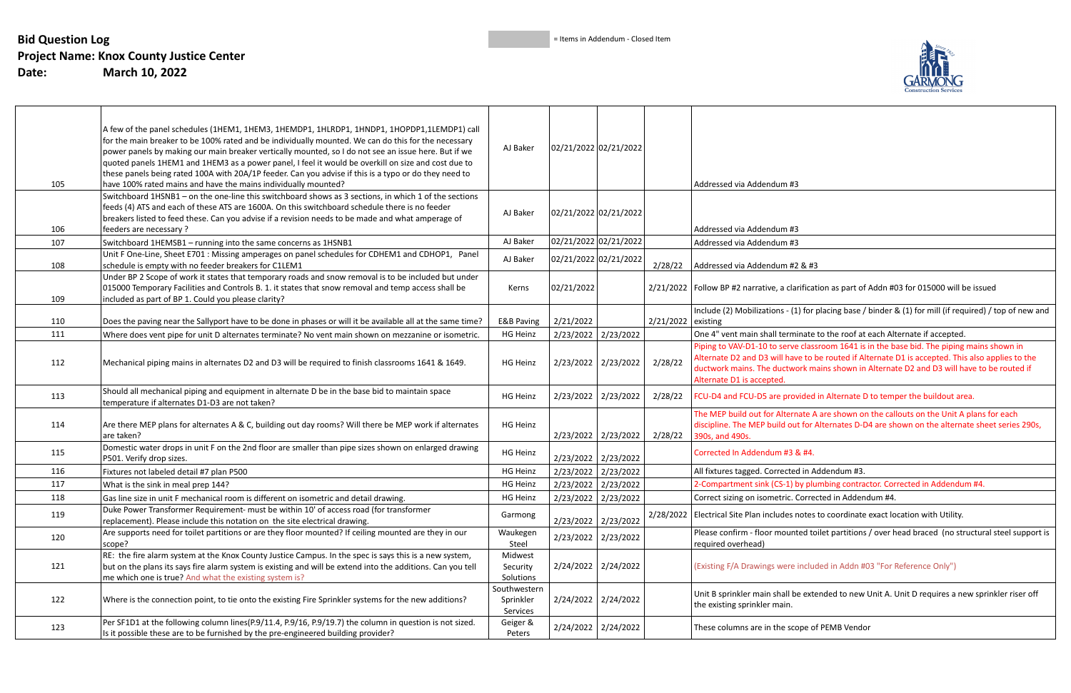**Bid Question Log**
**Project Name: Knox County Justice Center**
**Date: March 10, 2022**

= Items in Addendum - Closed Item

| | | | | | | |
|---|---|---|---|---|---|---|
| 105 | A few of the panel schedules (1HEM1, 1HEM3, 1HEMDP1, 1HLRDP1, 1HNDP1, 1HOPDP1,1LEMDP1) call for the main breaker to be 100% rated and be individually mounted. We can do this for the necessary power panels by making our main breaker vertically mounted, so I do not see an issue here. But if we quoted panels 1HEM1 and 1HEM3 as a power panel, I feel it would be overkill on size and cost due to these panels being rated 100A with 20A/1P feeder. Can you advise if this is a typo or do they need to have 100% rated mains and have the mains individually mounted? | AJ Baker | 02/21/2022 | 02/21/2022 | | Addressed via Addendum #3 |
| 106 | Switchboard 1HSNB1 – on the one-line this switchboard shows as 3 sections, in which 1 of the sections feeds (4) ATS and each of these ATS are 1600A. On this switchboard schedule there is no feeder breakers listed to feed these. Can you advise if a revision needs to be made and what amperage of feeders are necessary ? | AJ Baker | 02/21/2022 | 02/21/2022 | | Addressed via Addendum #3 |
| 107 | Switchboard 1HEMSB1 – running into the same concerns as 1HSNB1 | AJ Baker | 02/21/2022 | 02/21/2022 | | Addressed via Addendum #3 |
| 108 | Unit F One-Line, Sheet E701 : Missing amperages on panel schedules for CDHEM1 and CDHOP1, Panel schedule is empty with no feeder breakers for C1LEM1 | AJ Baker | 02/21/2022 | 02/21/2022 | 2/28/22 | Addressed via Addendum #2 & #3 |
| 109 | Under BP 2 Scope of work it states that temporary roads and snow removal is to be included but under 015000 Temporary Facilities and Controls B. 1. it states that snow removal and temp access shall be included as part of BP 1. Could you please clarity? | Kerns | 02/21/2022 | | 2/21/2022 | Follow BP #2 narrative, a clarification as part of Addn #03 for 015000 will be issued |
| 110 | Does the paving near the Sallyport have to be done in phases or will it be available all at the same time? | E&B Paving | 2/21/2022 | | 2/21/2022 | Include (2) Mobilizations - (1) for placing base / binder & (1) for mill (if required) / top of new and existing |
| 111 | Where does vent pipe for unit D alternates terminate? No vent main shown on mezzanine or isometric. | HG Heinz | 2/23/2022 | 2/23/2022 | | One 4" vent main shall terminate to the roof at each Alternate if accepted. |
| 112 | Mechanical piping mains in alternates D2 and D3 will be required to finish classrooms 1641 & 1649. | HG Heinz | 2/23/2022 | 2/23/2022 | 2/28/22 | Piping to VAV-D1-10 to serve classroom 1641 is in the base bid. The piping mains shown in Alternate D2 and D3 will have to be routed if Alternate D1 is accepted. This also applies to the ductwork mains. The ductwork mains shown in Alternate D2 and D3 will have to be routed if Alternate D1 is accepted. |
| 113 | Should all mechanical piping and equipment in alternate D be in the base bid to maintain space temperature if alternates D1-D3 are not taken? | HG Heinz | 2/23/2022 | 2/23/2022 | 2/28/22 | FCU-D4 and FCU-D5 are provided in Alternate D to temper the buildout area. |
| 114 | Are there MEP plans for alternates A & C, building out day rooms? Will there be MEP work if alternates are taken? | HG Heinz | 2/23/2022 | 2/23/2022 | 2/28/22 | The MEP build out for Alternate A are shown on the callouts on the Unit A plans for each discipline. The MEP build out for Alternates D-D4 are shown on the alternate sheet series 290s, 390s, and 490s. |
| 115 | Domestic water drops in unit F on the 2nd floor are smaller than pipe sizes shown on enlarged drawing P501. Verify drop sizes. | HG Heinz | 2/23/2022 | 2/23/2022 | | Corrected In Addendum #3 & #4. |
| 116 | Fixtures not labeled detail #7 plan P500 | HG Heinz | 2/23/2022 | 2/23/2022 | | All fixtures tagged. Corrected in Addendum #3. |
| 117 | What is the sink in meal prep 144? | HG Heinz | 2/23/2022 | 2/23/2022 | | 2-Compartment sink (CS-1) by plumbing contractor. Corrected in Addendum #4. |
| 118 | Gas line size in unit F mechanical room is different on isometric and detail drawing. | HG Heinz | 2/23/2022 | 2/23/2022 | | Correct sizing on isometric. Corrected in Addendum #4. |
| 119 | Duke Power Transformer Requirement- must be within 10' of access road (for transformer replacement). Please include this notation on the site electrical drawing. | Garmong | 2/23/2022 | 2/23/2022 | 2/28/2022 | Electrical Site Plan includes notes to coordinate exact location with Utility. |
| 120 | Are supports need for toilet partitions or are they floor mounted? If ceiling mounted are they in our scope? | Waukegen Steel | 2/23/2022 | 2/23/2022 | | Please confirm - floor mounted toilet partitions / over head braced (no structural steel support is required overhead) |
| 121 | RE: the fire alarm system at the Knox County Justice Campus. In the spec is says this is a new system, but on the plans its says fire alarm system is existing and will be extend into the additions. Can you tell me which one is true? And what the existing system is? | Midwest Security Solutions | 2/24/2022 | 2/24/2022 | | (Existing F/A Drawings were included in Addn #03 "For Reference Only") |
| 122 | Where is the connection point, to tie onto the existing Fire Sprinkler systems for the new additions? | Southwestern Sprinkler Services | 2/24/2022 | 2/24/2022 | | Unit B sprinkler main shall be extended to new Unit A. Unit D requires a new sprinkler riser off the existing sprinkler main. |
| 123 | Per SF1D1 at the following column lines(P.9/11.4, P.9/16, P.9/19.7) the column in question is not sized. Is it possible these are to be furnished by the pre-engineered building provider? | Geiger & Peters | 2/24/2022 | 2/24/2022 | | These columns are in the scope of PEMB Vendor |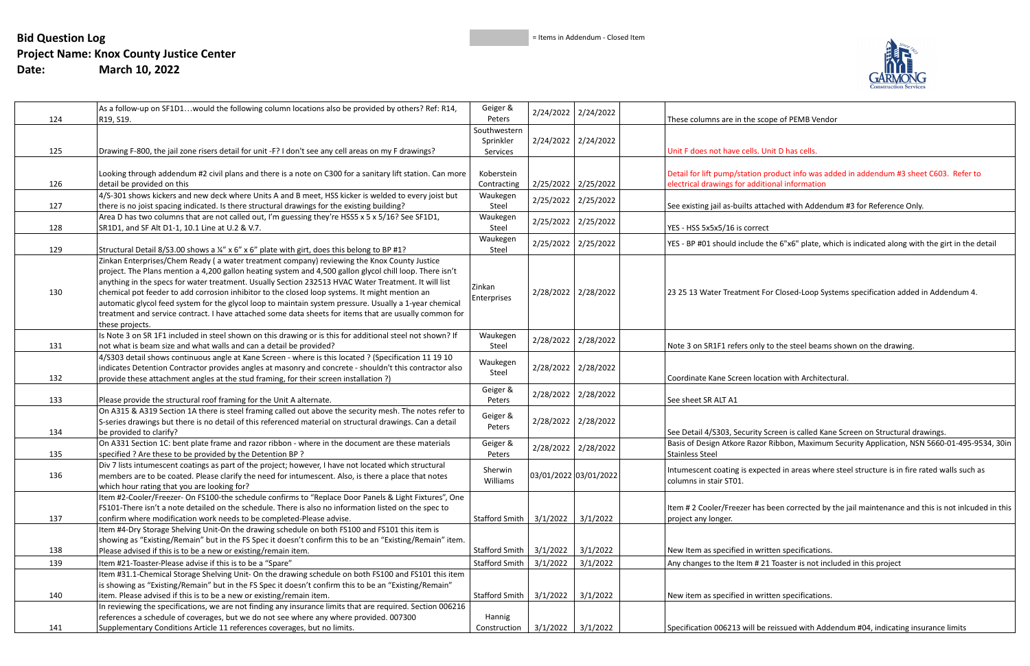**Bid Question Log**
**Project Name: Knox County Justice Center**
**Date: March 10, 2022**

= Items in Addendum - Closed Item

| | | | | | | |
|---|---|---|---|---|---|---|
| 124 | As a follow-up on SF1D1…would the following column locations also be provided by others? Ref: R14, R19, S19. | Geiger & Peters | 2/24/2022 | 2/24/2022 | | These columns are in the scope of PEMB Vendor |
| 125 | Drawing F-800, the jail zone risers detail for unit -F? I don't see any cell areas on my F drawings? | Southwestern Sprinkler Services | 2/24/2022 | 2/24/2022 | | Unit F does not have cells. Unit D has cells. |
| 126 | Looking through addendum #2 civil plans and there is a note on C300 for a sanitary lift station. Can more detail be provided on this | Koberstein Contracting | 2/25/2022 | 2/25/2022 | | Detail for lift pump/station product info was added in addendum #3 sheet C603. Refer to electrical drawings for additional information |
| 127 | 4/S-301 shows kickers and new deck where Units A and B meet, HSS kicker is welded to every joist but there is no joist spacing indicated. Is there structural drawings for the existing building? | Waukegen Steel | 2/25/2022 | 2/25/2022 | | See existing jail as-builts attached with Addendum #3 for Reference Only. |
| 128 | Area D has two columns that are not called out, I'm guessing they're HSS5 x 5 x 5/16? See SF1D1, SR1D1, and SF Alt D1-1, 10.1 Line at U.2 & V.7. | Waukegen Steel | 2/25/2022 | 2/25/2022 | | YES - HSS 5x5x5/16 is correct |
| 129 | Structural Detail 8/S3.00 shows a ¼" x 6" x 6" plate with girt, does this belong to BP #1? | Waukegen Steel | 2/25/2022 | 2/25/2022 | | YES - BP #01 should include the 6"x6" plate, which is indicated along with the girt in the detail |
| 130 | Zinkan Enterprises/Chem Ready ( a water treatment company) reviewing the Knox County Justice project. The Plans mention a 4,200 gallon heating system and 4,500 gallon glycol chill loop. There isn't anything in the specs for water treatment. Usually Section 232513 HVAC Water Treatment. It will list chemical pot feeder to add corrosion inhibitor to the closed loop systems. It might mention an automatic glycol feed system for the glycol loop to maintain system pressure. Usually a 1-year chemical treatment and service contract. I have attached some data sheets for items that are usually common for these projects. | Zinkan Enterprises | 2/28/2022 | 2/28/2022 | | 23 25 13 Water Treatment For Closed-Loop Systems specification added in Addendum 4. |
| 131 | Is Note 3 on SR 1F1 included in steel shown on this drawing or is this for additional steel not shown? If not what is beam size and what walls and can a detail be provided? | Waukegen Steel | 2/28/2022 | 2/28/2022 | | Note 3 on SR1F1 refers only to the steel beams shown on the drawing. |
| 132 | 4/S303 detail shows continuous angle at Kane Screen - where is this located ? (Specification 11 19 10 indicates Detention Contractor provides angles at masonry and concrete - shouldn't this contractor also provide these attachment angles at the stud framing, for their screen installation ?) | Waukegen Steel | 2/28/2022 | 2/28/2022 | | Coordinate Kane Screen location with Architectural. |
| 133 | Please provide the structural roof framing for the Unit A alternate. | Geiger & Peters | 2/28/2022 | 2/28/2022 | | See sheet SR ALT A1 |
| 134 | On A315 & A319 Section 1A there is steel framing called out above the security mesh. The notes refer to S-series drawings but there is no detail of this referenced material on structural drawings. Can a detail be provided to clarify? | Geiger & Peters | 2/28/2022 | 2/28/2022 | | See Detail 4/S303, Security Screen is called Kane Screen on Structural drawings. |
| 135 | On A331 Section 1C: bent plate frame and razor ribbon - where in the document are these materials specified ? Are these to be provided by the Detention BP ? | Geiger & Peters | 2/28/2022 | 2/28/2022 | | Basis of Design Atkore Razor Ribbon, Maximum Security Application, NSN 5660-01-495-9534, 30in Stainless Steel |
| 136 | Div 7 lists intumescent coatings as part of the project; however, I have not located which structural members are to be coated. Please clarify the need for intumescent. Also, is there a place that notes which hour rating that you are looking for? | Sherwin Williams | 03/01/2022 | 03/01/2022 | | Intumescent coating is expected in areas where steel structure is in fire rated walls such as columns in stair ST01. |
| 137 | Item #2-Cooler/Freezer- On FS100-the schedule confirms to "Replace Door Panels & Light Fixtures", One FS101-There isn't a note detailed on the schedule. There is also no information listed on the spec to confirm where modification work needs to be completed-Please advise. | Stafford Smith | 3/1/2022 | 3/1/2022 | | Item # 2 Cooler/Freezer has been corrected by the jail maintenance and this is not inlcuded in this project any longer. |
| 138 | Item #4-Dry Storage Shelving Unit-On the drawing schedule on both FS100 and FS101 this item is showing as "Existing/Remain" but in the FS Spec it doesn't confirm this to be an "Existing/Remain" item. Please advised if this is to be a new or existing/remain item. | Stafford Smith | 3/1/2022 | 3/1/2022 | | New Item as specified in written specifications. |
| 139 | Item #21-Toaster-Please advise if this is to be a "Spare" | Stafford Smith | 3/1/2022 | 3/1/2022 | | Any changes to the Item # 21 Toaster is not included in this project |
| 140 | Item #31.1-Chemical Storage Shelving Unit- On the drawing schedule on both FS100 and FS101 this item is showing as "Existing/Remain" but in the FS Spec it doesn't confirm this to be an "Existing/Remain" item. Please advised if this is to be a new or existing/remain item. | Stafford Smith | 3/1/2022 | 3/1/2022 | | New item as specified in written specifications. |
| 141 | In reviewing the specifications, we are not finding any insurance limits that are required. Section 006216 references a schedule of coverages, but we do not see where any where provided. 007300 Supplementary Conditions Article 11 references coverages, but no limits. | Hannig Construction | 3/1/2022 | 3/1/2022 | | Specification 006213 will be reissued with Addendum #04, indicating insurance limits |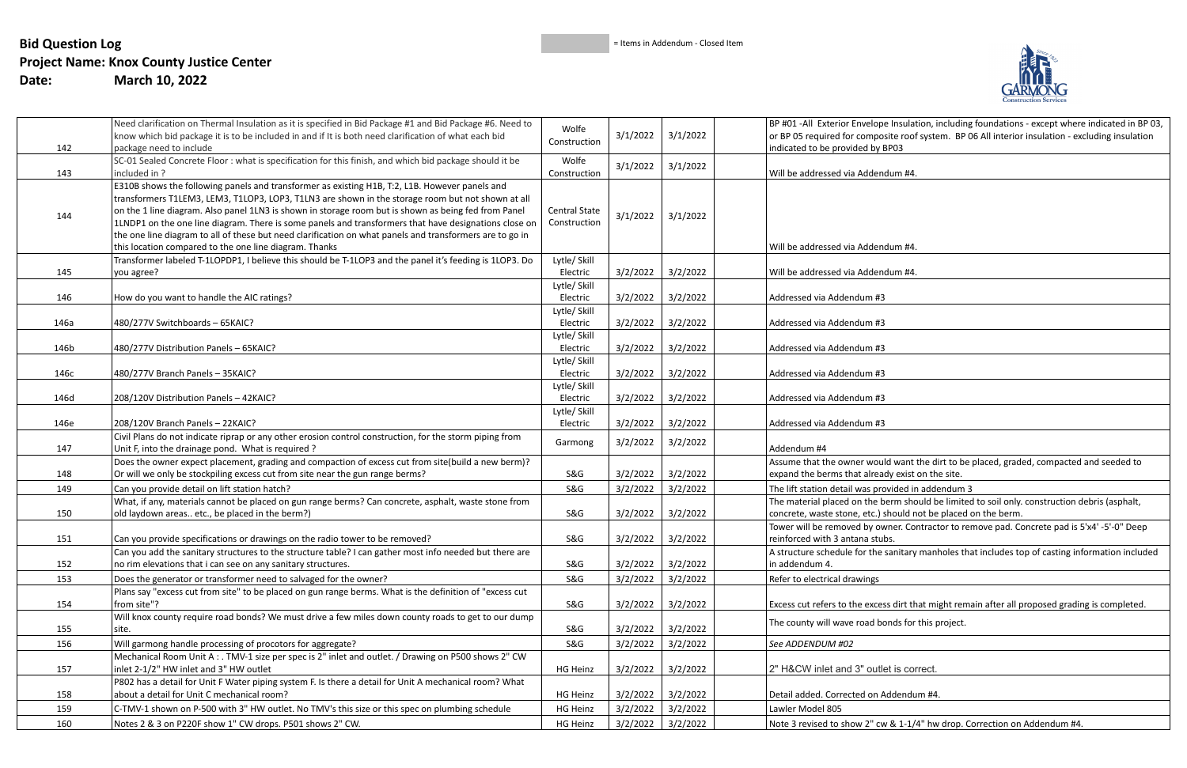# Bid Question Log

**Project Name: Knox County Justice Center**

**Date: March 10, 2022**

= Items in Addendum - Closed Item

| | | | | | | |
|---|---|---|---|---|---|---|
| 142 | Need clarification on Thermal Insulation as it is specified in Bid Package #1 and Bid Package #6. Need to know which bid package it is to be included in and if It is both need clarification of what each bid package need to include | Wolfe Construction | 3/1/2022 | 3/1/2022 | | BP #01 -All Exterior Envelope Insulation, including foundations - except where indicated in BP 03, or BP 05 required for composite roof system. BP 06 All interior insulation - excluding insulation indicated to be provided by BP03 |
| 143 | SC-01 Sealed Concrete Floor : what is specification for this finish, and which bid package should it be included in ? | Wolfe Construction | 3/1/2022 | 3/1/2022 | | Will be addressed via Addendum #4. |
| 144 | E310B shows the following panels and transformer as existing H1B, T:2, L1B. However panels and transformers T1LEM3, LEM3, T1LOP3, LOP3, T1LN3 are shown in the storage room but not shown at all on the 1 line diagram. Also panel 1LN3 is shown in storage room but is shown as being fed from Panel 1LNDP1 on the one line diagram. There is some panels and transformers that have designations close on the one line diagram to all of these but need clarification on what panels and transformers are to go in this location compared to the one line diagram. Thanks | Central State Construction | 3/1/2022 | 3/1/2022 | | Will be addressed via Addendum #4. |
| 145 | Transformer labeled T-1LOPDP1, I believe this should be T-1LOP3 and the panel it's feeding is 1LOP3. Do you agree? | Lytle/ Skill Electric | 3/2/2022 | 3/2/2022 | | Will be addressed via Addendum #4. |
| 146 | How do you want to handle the AIC ratings? | Lytle/ Skill Electric | 3/2/2022 | 3/2/2022 | | Addressed via Addendum #3 |
| 146a | 480/277V Switchboards – 65KAIC? | Lytle/ Skill Electric | 3/2/2022 | 3/2/2022 | | Addressed via Addendum #3 |
| 146b | 480/277V Distribution Panels – 65KAIC? | Lytle/ Skill Electric | 3/2/2022 | 3/2/2022 | | Addressed via Addendum #3 |
| 146c | 480/277V Branch Panels – 35KAIC? | Lytle/ Skill Electric | 3/2/2022 | 3/2/2022 | | Addressed via Addendum #3 |
| 146d | 208/120V Distribution Panels – 42KAIC? | Lytle/ Skill Electric | 3/2/2022 | 3/2/2022 | | Addressed via Addendum #3 |
| 146e | 208/120V Branch Panels – 22KAIC? | Lytle/ Skill Electric | 3/2/2022 | 3/2/2022 | | Addressed via Addendum #3 |
| 147 | Civil Plans do not indicate riprap or any other erosion control construction, for the storm piping from Unit F, into the drainage pond. What is required ? | Garmong | 3/2/2022 | 3/2/2022 | | Addendum #4 |
| 148 | Does the owner expect placement, grading and compaction of excess cut from site(build a new berm)? Or will we only be stockpiling excess cut from site near the gun range berms? | S&G | 3/2/2022 | 3/2/2022 | | Assume that the owner would want the dirt to be placed, graded, compacted and seeded to expand the berms that already exist on the site. |
| 149 | Can you provide detail on lift station hatch? | S&G | 3/2/2022 | 3/2/2022 | | The lift station detail was provided in addendum 3 |
| 150 | What, if any, materials cannot be placed on gun range berms? Can concrete, asphalt, waste stone from old laydown areas.. etc., be placed in the berm?) | S&G | 3/2/2022 | 3/2/2022 | | The material placed on the berm should be limited to soil only. construction debris (asphalt, concrete, waste stone, etc.) should not be placed on the berm. |
| 151 | Can you provide specifications or drawings on the radio tower to be removed? | S&G | 3/2/2022 | 3/2/2022 | | Tower will be removed by owner. Contractor to remove pad. Concrete pad is 5'x4' -5'-0" Deep reinforced with 3 antana stubs. |
| 152 | Can you add the sanitary structures to the structure table? I can gather most info needed but there are no rim elevations that i can see on any sanitary structures. | S&G | 3/2/2022 | 3/2/2022 | | A structure schedule for the sanitary manholes that includes top of casting information included in addendum 4. |
| 153 | Does the generator or transformer need to salvaged for the owner? | S&G | 3/2/2022 | 3/2/2022 | | Refer to electrical drawings |
| 154 | Plans say "excess cut from site" to be placed on gun range berms. What is the definition of "excess cut from site"? | S&G | 3/2/2022 | 3/2/2022 | | Excess cut refers to the excess dirt that might remain after all proposed grading is completed. |
| 155 | Will knox county require road bonds? We must drive a few miles down county roads to get to our dump site. | S&G | 3/2/2022 | 3/2/2022 | | The county will wave road bonds for this project. |
| 156 | Will garmong handle processing of procotors for aggregate? | S&G | 3/2/2022 | 3/2/2022 | | *See ADDENDUM #02* |
| 157 | Mechanical Room Unit A : . TMV-1 size per spec is 2" inlet and outlet. / Drawing on P500 shows 2" CW inlet 2-1/2" HW inlet and 3" HW outlet | HG Heinz | 3/2/2022 | 3/2/2022 | | 2" H&CW inlet and 3" outlet is correct. |
| 158 | P802 has a detail for Unit F Water piping system F. Is there a detail for Unit A mechanical room? What about a detail for Unit C mechanical room? | HG Heinz | 3/2/2022 | 3/2/2022 | | Detail added. Corrected on Addendum #4. |
| 159 | C-TMV-1 shown on P-500 with 3" HW outlet. No TMV's this size or this spec on plumbing schedule | HG Heinz | 3/2/2022 | 3/2/2022 | | Lawler Model 805 |
| 160 | Notes 2 & 3 on P220F show 1" CW drops. P501 shows 2" CW. | HG Heinz | 3/2/2022 | 3/2/2022 | | Note 3 revised to show 2" cw & 1-1/4" hw drop. Correction on Addendum #4. |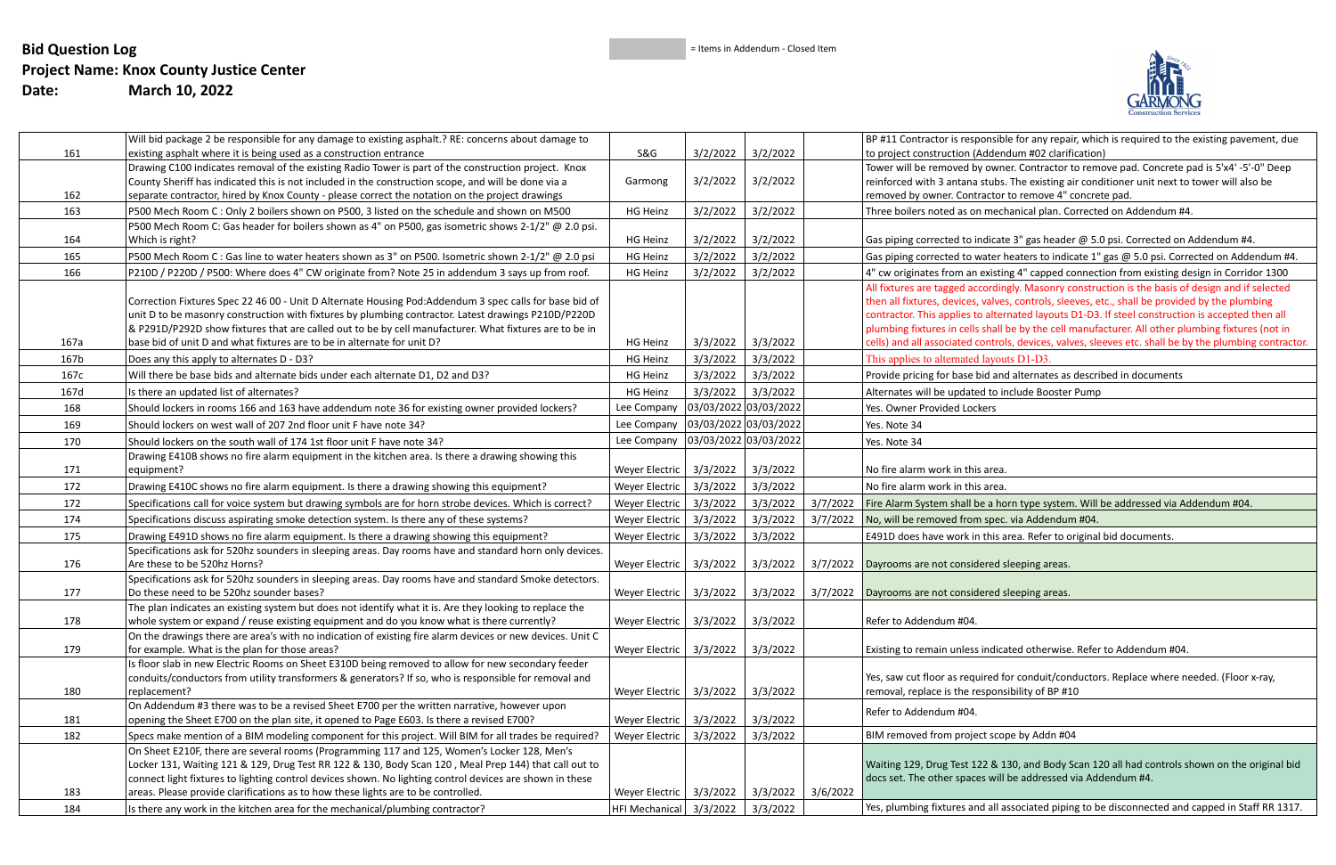**Bid Question Log**
**Project Name: Knox County Justice Center**
**Date: March 10, 2022**

= Items in Addendum - Closed Item

| | | | | | | |
|---|---|---|---|---|---|---|
| 161 | Will bid package 2 be responsible for any damage to existing asphalt.? RE: concerns about damage to existing asphalt where it is being used as a construction entrance | S&G | 3/2/2022 | 3/2/2022 | | BP #11 Contractor is responsible for any repair, which is required to the existing pavement, due to project construction (Addendum #02 clarification) |
| 162 | Drawing C100 indicates removal of the existing Radio Tower is part of the construction project. Knox County Sheriff has indicated this is not included in the construction scope, and will be done via a separate contractor, hired by Knox County - please correct the notation on the project drawings | Garmong | 3/2/2022 | 3/2/2022 | | Tower will be removed by owner. Contractor to remove pad. Concrete pad is 5'x4' -5'-0" Deep reinforced with 3 antana stubs. The existing air conditioner unit next to tower will also be removed by owner. Contractor to remove 4" concrete pad. |
| 163 | P500 Mech Room C : Only 2 boilers shown on P500, 3 listed on the schedule and shown on M500 | HG Heinz | 3/2/2022 | 3/2/2022 | | Three boilers noted as on mechanical plan. Corrected on Addendum #4. |
| 164 | P500 Mech Room C: Gas header for boilers shown as 4" on P500, gas isometric shows 2-1/2" @ 2.0 psi. Which is right? | HG Heinz | 3/2/2022 | 3/2/2022 | | Gas piping corrected to indicate 3" gas header @ 5.0 psi. Corrected on Addendum #4. |
| 165 | P500 Mech Room C : Gas line to water heaters shown as 3" on P500. Isometric shown 2-1/2" @ 2.0 psi | HG Heinz | 3/2/2022 | 3/2/2022 | | Gas piping corrected to water heaters to indicate 1" gas @ 5.0 psi. Corrected on Addendum #4. |
| 166 | P210D / P220D / P500: Where does 4" CW originate from? Note 25 in addendum 3 says up from roof. | HG Heinz | 3/2/2022 | 3/2/2022 | | 4" cw originates from an existing 4" capped connection from existing design in Corridor 1300 |
| 167a | Correction Fixtures Spec 22 46 00 - Unit D Alternate Housing Pod:Addendum 3 spec calls for base bid of unit D to be masonry construction with fixtures by plumbing contractor. Latest drawings P210D/P220D & P291D/P292D show fixtures that are called out to be by cell manufacturer. What fixtures are to be in base bid of unit D and what fixtures are to be in alternate for unit D? | HG Heinz | 3/3/2022 | 3/3/2022 | | All fixtures are tagged accordingly. Masonry construction is the basis of design and if selected then all fixtures, devices, valves, controls, sleeves, etc., shall be provided by the plumbing contractor. This applies to alternated layouts D1-D3. If steel construction is accepted then all plumbing fixtures in cells shall be by the cell manufacturer. All other plumbing fixtures (not in cells) and all associated controls, devices, valves, sleeves etc. shall be by the plumbing contractor. |
| 167b | Does any this apply to alternates D - D3? | HG Heinz | 3/3/2022 | 3/3/2022 | | This applies to alternated layouts D1-D3. |
| 167c | Will there be base bids and alternate bids under each alternate D1, D2 and D3? | HG Heinz | 3/3/2022 | 3/3/2022 | | Provide pricing for base bid and alternates as described in documents |
| 167d | Is there an updated list of alternates? | HG Heinz | 3/3/2022 | 3/3/2022 | | Alternates will be updated to include Booster Pump |
| 168 | Should lockers in rooms 166 and 163 have addendum note 36 for existing owner provided lockers? | Lee Company | 03/03/2022 | 03/03/2022 | | Yes. Owner Provided Lockers |
| 169 | Should lockers on west wall of 207 2nd floor unit F have note 34? | Lee Company | 03/03/2022 | 03/03/2022 | | Yes. Note 34 |
| 170 | Should lockers on the south wall of 174 1st floor unit F have note 34? | Lee Company | 03/03/2022 | 03/03/2022 | | Yes. Note 34 |
| 171 | Drawing E410B shows no fire alarm equipment in the kitchen area. Is there a drawing showing this equipment? | Weyer Electric | 3/3/2022 | 3/3/2022 | | No fire alarm work in this area. |
| 172 | Drawing E410C shows no fire alarm equipment. Is there a drawing showing this equipment? | Weyer Electric | 3/3/2022 | 3/3/2022 | | No fire alarm work in this area. |
| 172 | Specifications call for voice system but drawing symbols are for horn strobe devices. Which is correct? | Weyer Electric | 3/3/2022 | 3/3/2022 | 3/7/2022 | Fire Alarm System shall be a horn type system. Will be addressed via Addendum #04. |
| 174 | Specifications discuss aspirating smoke detection system. Is there any of these systems? | Weyer Electric | 3/3/2022 | 3/3/2022 | 3/7/2022 | No, will be removed from spec. via Addendum #04. |
| 175 | Drawing E491D shows no fire alarm equipment. Is there a drawing showing this equipment? | Weyer Electric | 3/3/2022 | 3/3/2022 | | E491D does have work in this area. Refer to original bid documents. |
| 176 | Specifications ask for 520hz sounders in sleeping areas. Day rooms have and standard horn only devices. Are these to be 520hz Horns? | Weyer Electric | 3/3/2022 | 3/3/2022 | 3/7/2022 | Dayrooms are not considered sleeping areas. |
| 177 | Specifications ask for 520hz sounders in sleeping areas. Day rooms have and standard Smoke detectors. Do these need to be 520hz sounder bases? | Weyer Electric | 3/3/2022 | 3/3/2022 | 3/7/2022 | Dayrooms are not considered sleeping areas. |
| 178 | The plan indicates an existing system but does not identify what it is. Are they looking to replace the whole system or expand / reuse existing equipment and do you know what is there currently? | Weyer Electric | 3/3/2022 | 3/3/2022 | | Refer to Addendum #04. |
| 179 | On the drawings there are area's with no indication of existing fire alarm devices or new devices. Unit C for example. What is the plan for those areas? | Weyer Electric | 3/3/2022 | 3/3/2022 | | Existing to remain unless indicated otherwise. Refer to Addendum #04. |
| 180 | Is floor slab in new Electric Rooms on Sheet E310D being removed to allow for new secondary feeder conduits/conductors from utility transformers & generators? If so, who is responsible for removal and replacement? | Weyer Electric | 3/3/2022 | 3/3/2022 | | Yes, saw cut floor as required for conduit/conductors. Replace where needed. (Floor x-ray, removal, replace is the responsibility of BP #10 |
| 181 | On Addendum #3 there was to be a revised Sheet E700 per the written narrative, however upon opening the Sheet E700 on the plan site, it opened to Page E603. Is there a revised E700? | Weyer Electric | 3/3/2022 | 3/3/2022 | | Refer to Addendum #04. |
| 182 | Specs make mention of a BIM modeling component for this project. Will BIM for all trades be required? | Weyer Electric | 3/3/2022 | 3/3/2022 | | BIM removed from project scope by Addn #04 |
| 183 | On Sheet E210F, there are several rooms (Programming 117 and 125, Women's Locker 128, Men's Locker 131, Waiting 121 & 129, Drug Test RR 122 & 130, Body Scan 120 , Meal Prep 144) that call out to connect light fixtures to lighting control devices shown. No lighting control devices are shown in these areas. Please provide clarifications as to how these lights are to be controlled. | Weyer Electric | 3/3/2022 | 3/3/2022 | 3/6/2022 | Waiting 129, Drug Test 122 & 130, and Body Scan 120 all had controls shown on the original bid docs set. The other spaces will be addressed via Addendum #4. |
| 184 | Is there any work in the kitchen area for the mechanical/plumbing contractor? | HFI Mechanical | 3/3/2022 | 3/3/2022 | | Yes, plumbing fixtures and all associated piping to be disconnected and capped in Staff RR 1317. |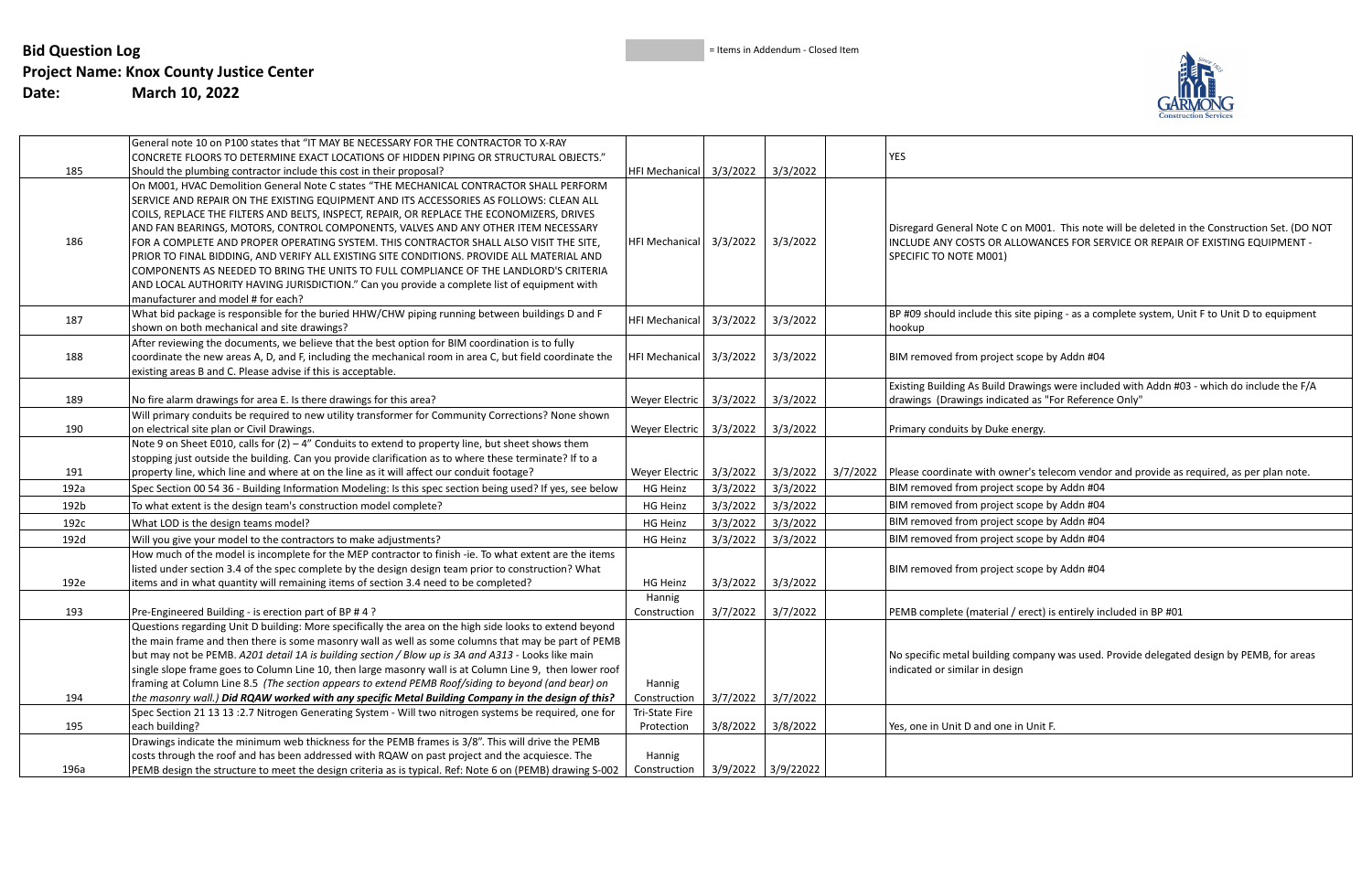**Bid Question Log**
**Project Name: Knox County Justice Center**
**Date: March 10, 2022**

= Items in Addendum - Closed Item

| | | | | | | |
|---|---|---|---|---|---|---|
| 185 | General note 10 on P100 states that "IT MAY BE NECESSARY FOR THE CONTRACTOR TO X-RAY CONCRETE FLOORS TO DETERMINE EXACT LOCATIONS OF HIDDEN PIPING OR STRUCTURAL OBJECTS." Should the plumbing contractor include this cost in their proposal? | HFI Mechanical | 3/3/2022 | 3/3/2022 | | YES |
| 186 | On M001, HVAC Demolition General Note C states "THE MECHANICAL CONTRACTOR SHALL PERFORM SERVICE AND REPAIR ON THE EXISTING EQUIPMENT AND ITS ACCESSORIES AS FOLLOWS: CLEAN ALL COILS, REPLACE THE FILTERS AND BELTS, INSPECT, REPAIR, OR REPLACE THE ECONOMIZERS, DRIVES AND FAN BEARINGS, MOTORS, CONTROL COMPONENTS, VALVES AND ANY OTHER ITEM NECESSARY FOR A COMPLETE AND PROPER OPERATING SYSTEM. THIS CONTRACTOR SHALL ALSO VISIT THE SITE, PRIOR TO FINAL BIDDING, AND VERIFY ALL EXISTING SITE CONDITIONS. PROVIDE ALL MATERIAL AND COMPONENTS AS NEEDED TO BRING THE UNITS TO FULL COMPLIANCE OF THE LANDLORD'S CRITERIA AND LOCAL AUTHORITY HAVING JURISDICTION." Can you provide a complete list of equipment with manufacturer and model # for each? | HFI Mechanical | 3/3/2022 | 3/3/2022 | | Disregard General Note C on M001. This note will be deleted in the Construction Set. (DO NOT INCLUDE ANY COSTS OR ALLOWANCES FOR SERVICE OR REPAIR OF EXISTING EQUIPMENT - SPECIFIC TO NOTE M001) |
| 187 | What bid package is responsible for the buried HHW/CHW piping running between buildings D and F shown on both mechanical and site drawings? | HFI Mechanical | 3/3/2022 | 3/3/2022 | | BP #09 should include this site piping - as a complete system, Unit F to Unit D to equipment hookup |
| 188 | After reviewing the documents, we believe that the best option for BIM coordination is to fully coordinate the new areas A, D, and F, including the mechanical room in area C, but field coordinate the existing areas B and C. Please advise if this is acceptable. | HFI Mechanical | 3/3/2022 | 3/3/2022 | | BIM removed from project scope by Addn #04 |
| 189 | No fire alarm drawings for area E. Is there drawings for this area? | Weyer Electric | 3/3/2022 | 3/3/2022 | | Existing Building As Build Drawings were included with Addn #03 - which do include the F/A drawings (Drawings indicated as "For Reference Only" |
| 190 | Will primary conduits be required to new utility transformer for Community Corrections? None shown on electrical site plan or Civil Drawings. | Weyer Electric | 3/3/2022 | 3/3/2022 | | Primary conduits by Duke energy. |
| 191 | Note 9 on Sheet E010, calls for (2) – 4" Conduits to extend to property line, but sheet shows them stopping just outside the building. Can you provide clarification as to where these terminate? If to a property line, which line and where at on the line as it will affect our conduit footage? | Weyer Electric | 3/3/2022 | 3/3/2022 | 3/7/2022 | Please coordinate with owner's telecom vendor and provide as required, as per plan note. |
| 192a | Spec Section 00 54 36 - Building Information Modeling: Is this spec section being used? If yes, see below | HG Heinz | 3/3/2022 | 3/3/2022 | | BIM removed from project scope by Addn #04 |
| 192b | To what extent is the design team's construction model complete? | HG Heinz | 3/3/2022 | 3/3/2022 | | BIM removed from project scope by Addn #04 |
| 192c | What LOD is the design teams model? | HG Heinz | 3/3/2022 | 3/3/2022 | | BIM removed from project scope by Addn #04 |
| 192d | Will you give your model to the contractors to make adjustments? | HG Heinz | 3/3/2022 | 3/3/2022 | | BIM removed from project scope by Addn #04 |
| 192e | How much of the model is incomplete for the MEP contractor to finish -ie. To what extent are the items listed under section 3.4 of the spec complete by the design design team prior to construction? What items and in what quantity will remaining items of section 3.4 need to be completed? | HG Heinz | 3/3/2022 | 3/3/2022 | | BIM removed from project scope by Addn #04 |
| 193 | Pre-Engineered Building - is erection part of BP # 4 ? | Hannig Construction | 3/7/2022 | 3/7/2022 | | PEMB complete (material / erect) is entirely included in BP #01 |
| 194 | Questions regarding Unit D building: More specifically the area on the high side looks to extend beyond the main frame and then there is some masonry wall as well as some columns that may be part of PEMB but may not be PEMB. *A201 detail 1A is building section / Blow up is 3A and A313* - Looks like main single slope frame goes to Column Line 10, then large masonry wall is at Column Line 9, then lower roof framing at Column Line 8.5 *(The section appears to extend PEMB Roof/siding to beyond (and bear) on the masonry wall.)* ***Did RQAW worked with any specific Metal Building Company in the design of this?*** | Hannig Construction | 3/7/2022 | 3/7/2022 | | No specific metal building company was used. Provide delegated design by PEMB, for areas indicated or similar in design |
| 195 | Spec Section 21 13 13 :2.7 Nitrogen Generating System - Will two nitrogen systems be required, one for each building? | Tri-State Fire Protection | 3/8/2022 | 3/8/2022 | | Yes, one in Unit D and one in Unit F. |
| 196a | Drawings indicate the minimum web thickness for the PEMB frames is 3/8". This will drive the PEMB costs through the roof and has been addressed with RQAW on past project and the acquiesce. The PEMB design the structure to meet the design criteria as is typical. Ref: Note 6 on (PEMB) drawing S-002 | Hannig Construction | 3/9/2022 | 3/9/22022 | | |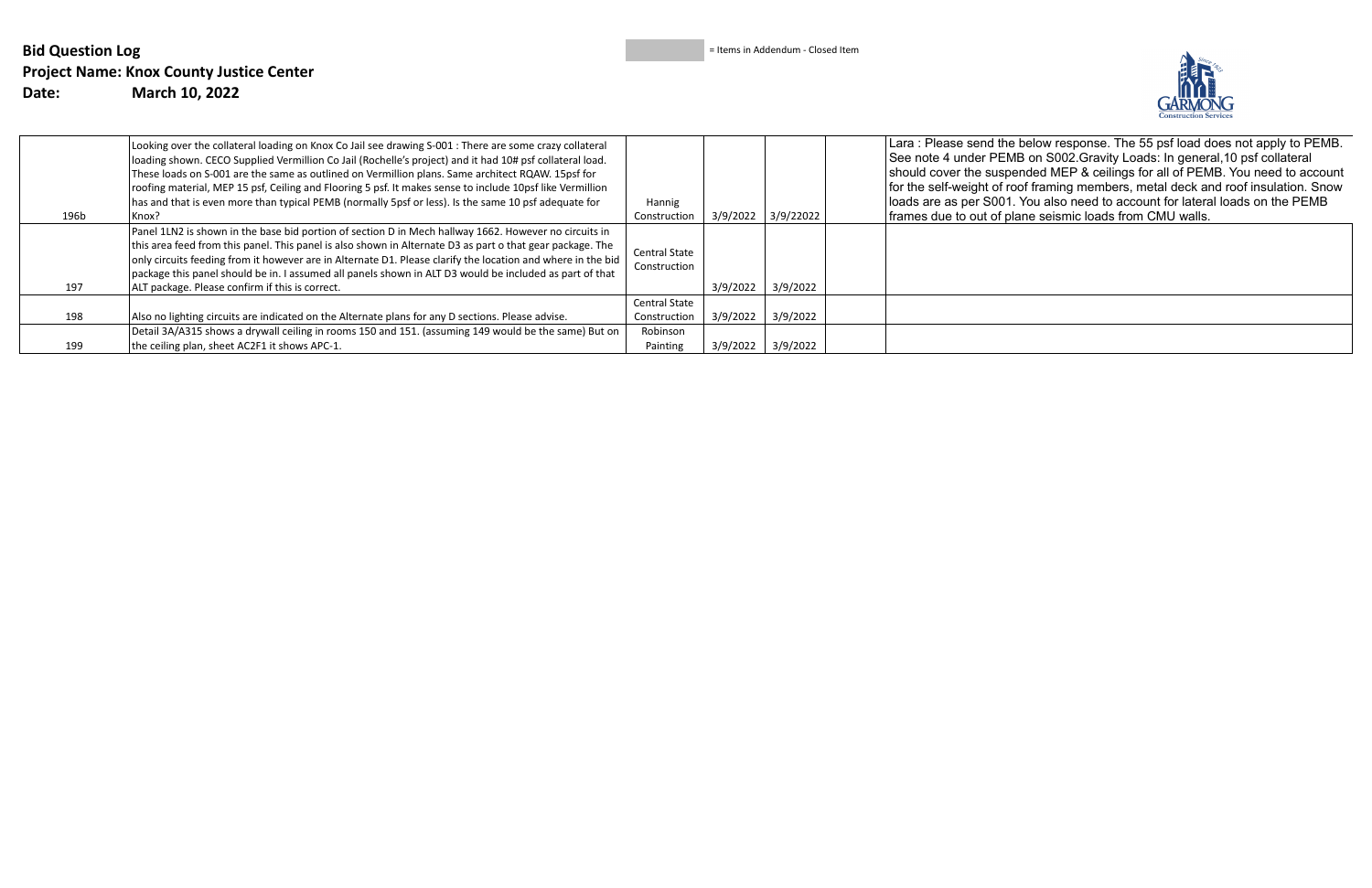**Bid Question Log**
**Project Name: Knox County Justice Center**
**Date: March 10, 2022**

= Items in Addendum - Closed Item

| | | | | | | |
|---|---|---|---|---|---|---|
| 196b | Looking over the collateral loading on Knox Co Jail see drawing S-001 : There are some crazy collateral loading shown. CECO Supplied Vermillion Co Jail (Rochelle's project) and it had 10# psf collateral load. These loads on S-001 are the same as outlined on Vermillion plans. Same architect RQAW. 15psf for roofing material, MEP 15 psf, Ceiling and Flooring 5 psf. It makes sense to include 10psf like Vermillion has and that is even more than typical PEMB (normally 5psf or less). Is the same 10 psf adequate for Knox? | Hannig Construction | 3/9/2022 | 3/9/22022 | | Lara : Please send the below response. The 55 psf load does not apply to PEMB. See note 4 under PEMB on S002.Gravity Loads: In general,10 psf collateral should cover the suspended MEP & ceilings for all of PEMB. You need to account for the self-weight of roof framing members, metal deck and roof insulation. Snow loads are as per S001. You also need to account for lateral loads on the PEMB frames due to out of plane seismic loads from CMU walls. |
| 197 | Panel 1LN2 is shown in the base bid portion of section D in Mech hallway 1662. However no circuits in this area feed from this panel. This panel is also shown in Alternate D3 as part o that gear package. The only circuits feeding from it however are in Alternate D1. Please clarify the location and where in the bid package this panel should be in. I assumed all panels shown in ALT D3 would be included as part of that ALT package. Please confirm if this is correct. | Central State Construction | 3/9/2022 | 3/9/2022 | | |
| 198 | Also no lighting circuits are indicated on the Alternate plans for any D sections. Please advise. | Central State Construction | 3/9/2022 | 3/9/2022 | | |
| 199 | Detail 3A/A315 shows a drywall ceiling in rooms 150 and 151. (assuming 149 would be the same) But on the ceiling plan, sheet AC2F1 it shows APC-1. | Robinson Painting | 3/9/2022 | 3/9/2022 | | |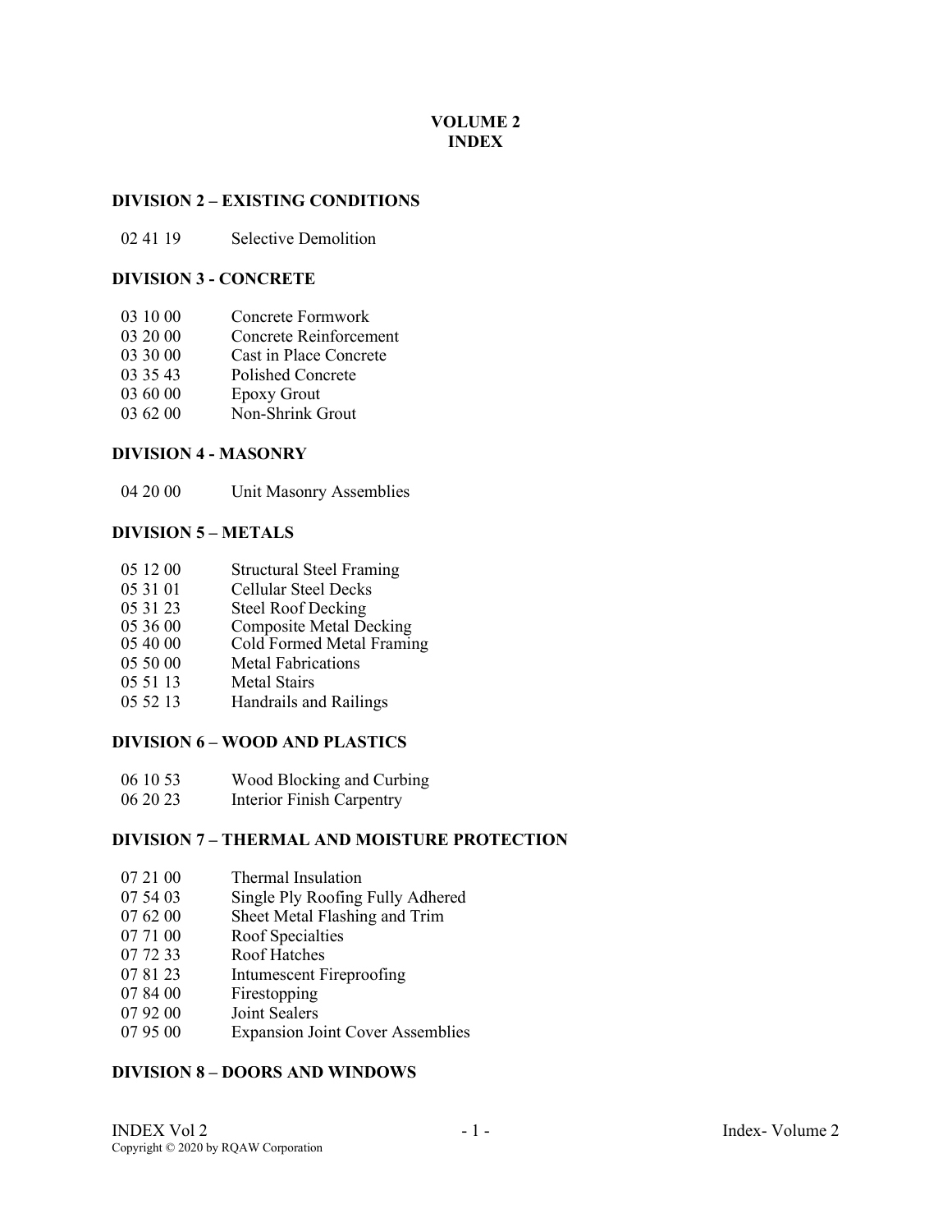# VOLUME 2
# INDEX

## DIVISION 2 – EXISTING CONDITIONS

02 41 19 Selective Demolition

## DIVISION 3 - CONCRETE

03 10 00 Concrete Formwork
03 20 00 Concrete Reinforcement
03 30 00 Cast in Place Concrete
03 35 43 Polished Concrete
03 60 00 Epoxy Grout
03 62 00 Non-Shrink Grout

## DIVISION 4 - MASONRY

04 20 00 Unit Masonry Assemblies

## DIVISION 5 – METALS

05 12 00 Structural Steel Framing
05 31 01 Cellular Steel Decks
05 31 23 Steel Roof Decking
05 36 00 Composite Metal Decking
05 40 00 Cold Formed Metal Framing
05 50 00 Metal Fabrications
05 51 13 Metal Stairs
05 52 13 Handrails and Railings

## DIVISION 6 – WOOD AND PLASTICS

06 10 53 Wood Blocking and Curbing
06 20 23 Interior Finish Carpentry

## DIVISION 7 – THERMAL AND MOISTURE PROTECTION

07 21 00 Thermal Insulation
07 54 03 Single Ply Roofing Fully Adhered
07 62 00 Sheet Metal Flashing and Trim
07 71 00 Roof Specialties
07 72 33 Roof Hatches
07 81 23 Intumescent Fireproofing
07 84 00 Firestopping
07 92 00 Joint Sealers
07 95 00 Expansion Joint Cover Assemblies

## DIVISION 8 – DOORS AND WINDOWS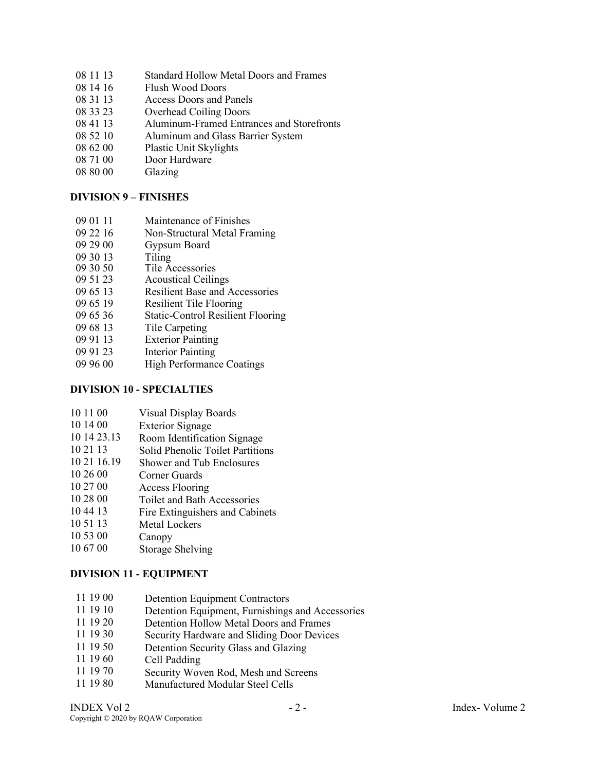08 11 13 Standard Hollow Metal Doors and Frames
08 14 16 Flush Wood Doors
08 31 13 Access Doors and Panels
08 33 23 Overhead Coiling Doors
08 41 13 Aluminum-Framed Entrances and Storefronts
08 52 10 Aluminum and Glass Barrier System
08 62 00 Plastic Unit Skylights
08 71 00 Door Hardware
08 80 00 Glazing

**DIVISION 9 – FINISHES**

09 01 11 Maintenance of Finishes
09 22 16 Non-Structural Metal Framing
09 29 00 Gypsum Board
09 30 13 Tiling
09 30 50 Tile Accessories
09 51 23 Acoustical Ceilings
09 65 13 Resilient Base and Accessories
09 65 19 Resilient Tile Flooring
09 65 36 Static-Control Resilient Flooring
09 68 13 Tile Carpeting
09 91 13 Exterior Painting
09 91 23 Interior Painting
09 96 00 High Performance Coatings

**DIVISION 10 - SPECIALTIES**

10 11 00 Visual Display Boards
10 14 00 Exterior Signage
10 14 23.13 Room Identification Signage
10 21 13 Solid Phenolic Toilet Partitions
10 21 16.19 Shower and Tub Enclosures
10 26 00 Corner Guards
10 27 00 Access Flooring
10 28 00 Toilet and Bath Accessories
10 44 13 Fire Extinguishers and Cabinets
10 51 13 Metal Lockers
10 53 00 Canopy
10 67 00 Storage Shelving

**DIVISION 11 - EQUIPMENT**

11 19 00 Detention Equipment Contractors
11 19 10 Detention Equipment, Furnishings and Accessories
11 19 20 Detention Hollow Metal Doors and Frames
11 19 30 Security Hardware and Sliding Door Devices
11 19 50 Detention Security Glass and Glazing
11 19 60 Cell Padding
11 19 70 Security Woven Rod, Mesh and Screens
11 19 80 Manufactured Modular Steel Cells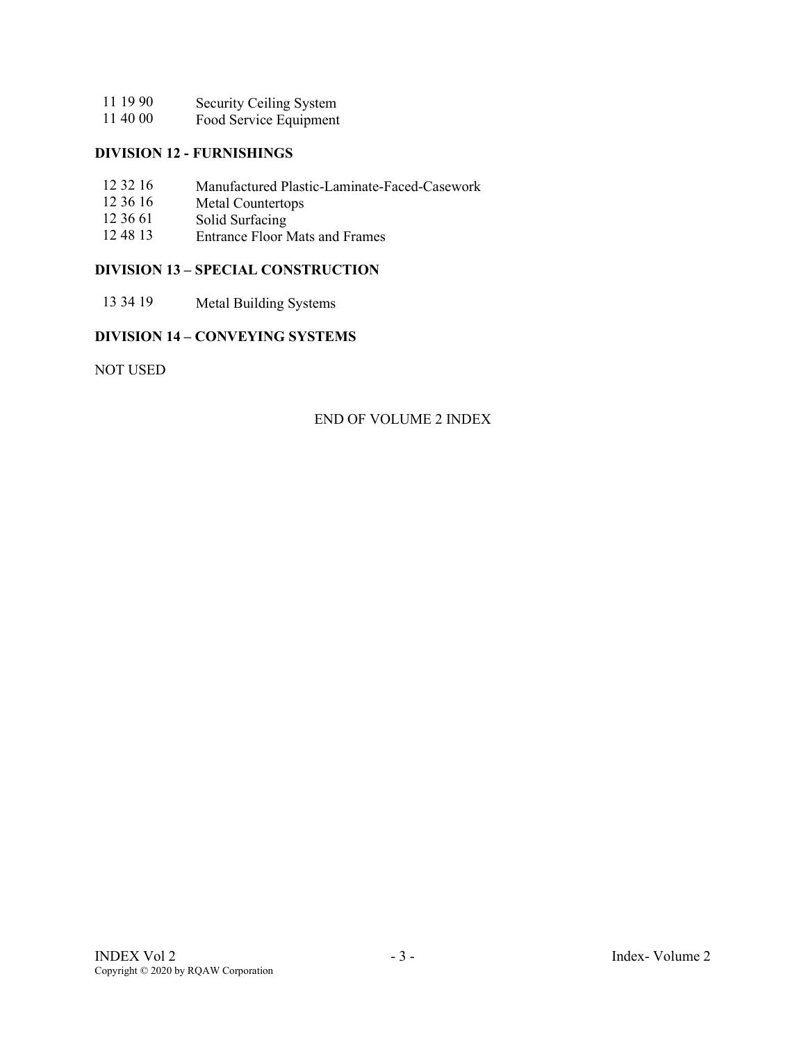11 19 90 Security Ceiling System
11 40 00 Food Service Equipment

## DIVISION 12 - FURNISHINGS

12 32 16 Manufactured Plastic-Laminate-Faced-Casework
12 36 16 Metal Countertops
12 36 61 Solid Surfacing
12 48 13 Entrance Floor Mats and Frames

## DIVISION 13 – SPECIAL CONSTRUCTION

13 34 19 Metal Building Systems

## DIVISION 14 – CONVEYING SYSTEMS

NOT USED

END OF VOLUME 2 INDEX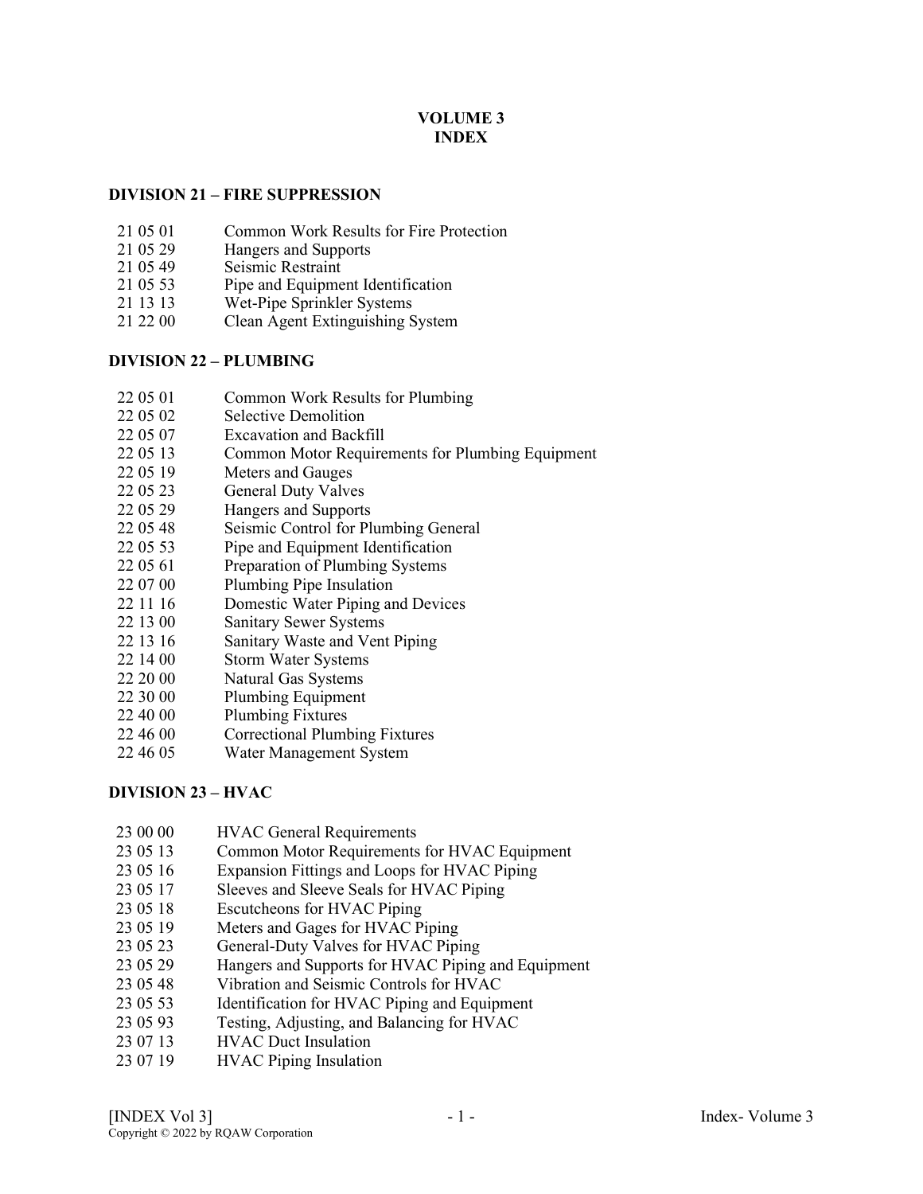# VOLUME 3
# INDEX

## DIVISION 21 – FIRE SUPPRESSION

| | |
|---|---|
| 21 05 01 | Common Work Results for Fire Protection |
| 21 05 29 | Hangers and Supports |
| 21 05 49 | Seismic Restraint |
| 21 05 53 | Pipe and Equipment Identification |
| 21 13 13 | Wet-Pipe Sprinkler Systems |
| 21 22 00 | Clean Agent Extinguishing System |

## DIVISION 22 – PLUMBING

| | |
|---|---|
| 22 05 01 | Common Work Results for Plumbing |
| 22 05 02 | Selective Demolition |
| 22 05 07 | Excavation and Backfill |
| 22 05 13 | Common Motor Requirements for Plumbing Equipment |
| 22 05 19 | Meters and Gauges |
| 22 05 23 | General Duty Valves |
| 22 05 29 | Hangers and Supports |
| 22 05 48 | Seismic Control for Plumbing General |
| 22 05 53 | Pipe and Equipment Identification |
| 22 05 61 | Preparation of Plumbing Systems |
| 22 07 00 | Plumbing Pipe Insulation |
| 22 11 16 | Domestic Water Piping and Devices |
| 22 13 00 | Sanitary Sewer Systems |
| 22 13 16 | Sanitary Waste and Vent Piping |
| 22 14 00 | Storm Water Systems |
| 22 20 00 | Natural Gas Systems |
| 22 30 00 | Plumbing Equipment |
| 22 40 00 | Plumbing Fixtures |
| 22 46 00 | Correctional Plumbing Fixtures |
| 22 46 05 | Water Management System |

## DIVISION 23 – HVAC

| | |
|---|---|
| 23 00 00 | HVAC General Requirements |
| 23 05 13 | Common Motor Requirements for HVAC Equipment |
| 23 05 16 | Expansion Fittings and Loops for HVAC Piping |
| 23 05 17 | Sleeves and Sleeve Seals for HVAC Piping |
| 23 05 18 | Escutcheons for HVAC Piping |
| 23 05 19 | Meters and Gages for HVAC Piping |
| 23 05 23 | General-Duty Valves for HVAC Piping |
| 23 05 29 | Hangers and Supports for HVAC Piping and Equipment |
| 23 05 48 | Vibration and Seismic Controls for HVAC |
| 23 05 53 | Identification for HVAC Piping and Equipment |
| 23 05 93 | Testing, Adjusting, and Balancing for HVAC |
| 23 07 13 | HVAC Duct Insulation |
| 23 07 19 | HVAC Piping Insulation |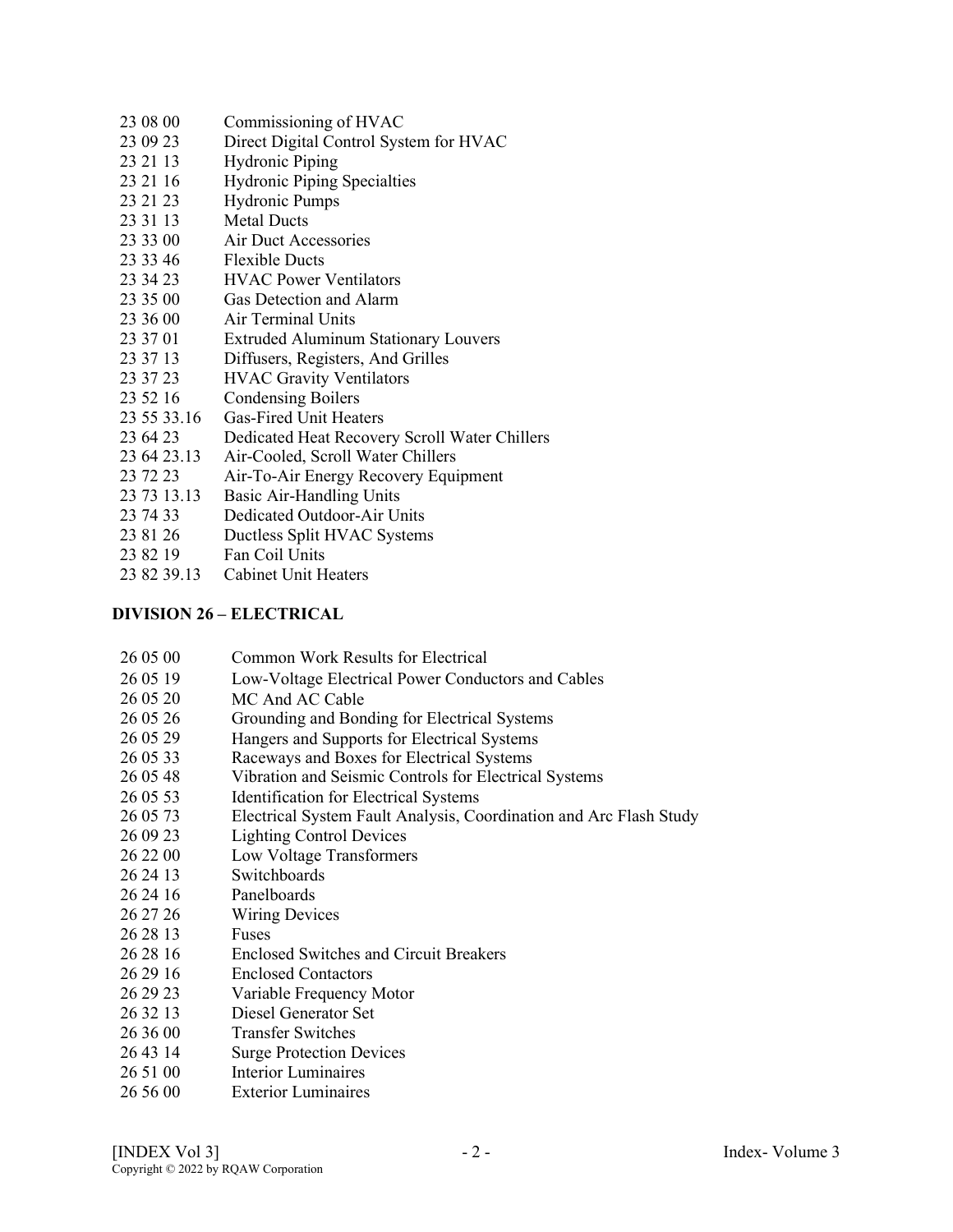23 08 00 Commissioning of HVAC
23 09 23 Direct Digital Control System for HVAC
23 21 13 Hydronic Piping
23 21 16 Hydronic Piping Specialties
23 21 23 Hydronic Pumps
23 31 13 Metal Ducts
23 33 00 Air Duct Accessories
23 33 46 Flexible Ducts
23 34 23 HVAC Power Ventilators
23 35 00 Gas Detection and Alarm
23 36 00 Air Terminal Units
23 37 01 Extruded Aluminum Stationary Louvers
23 37 13 Diffusers, Registers, And Grilles
23 37 23 HVAC Gravity Ventilators
23 52 16 Condensing Boilers
23 55 33.16 Gas-Fired Unit Heaters
23 64 23 Dedicated Heat Recovery Scroll Water Chillers
23 64 23.13 Air-Cooled, Scroll Water Chillers
23 72 23 Air-To-Air Energy Recovery Equipment
23 73 13.13 Basic Air-Handling Units
23 74 33 Dedicated Outdoor-Air Units
23 81 26 Ductless Split HVAC Systems
23 82 19 Fan Coil Units
23 82 39.13 Cabinet Unit Heaters

**DIVISION 26 – ELECTRICAL**

26 05 00 Common Work Results for Electrical
26 05 19 Low-Voltage Electrical Power Conductors and Cables
26 05 20 MC And AC Cable
26 05 26 Grounding and Bonding for Electrical Systems
26 05 29 Hangers and Supports for Electrical Systems
26 05 33 Raceways and Boxes for Electrical Systems
26 05 48 Vibration and Seismic Controls for Electrical Systems
26 05 53 Identification for Electrical Systems
26 05 73 Electrical System Fault Analysis, Coordination and Arc Flash Study
26 09 23 Lighting Control Devices
26 22 00 Low Voltage Transformers
26 24 13 Switchboards
26 24 16 Panelboards
26 27 26 Wiring Devices
26 28 13 Fuses
26 28 16 Enclosed Switches and Circuit Breakers
26 29 16 Enclosed Contactors
26 29 23 Variable Frequency Motor
26 32 13 Diesel Generator Set
26 36 00 Transfer Switches
26 43 14 Surge Protection Devices
26 51 00 Interior Luminaires
26 56 00 Exterior Luminaires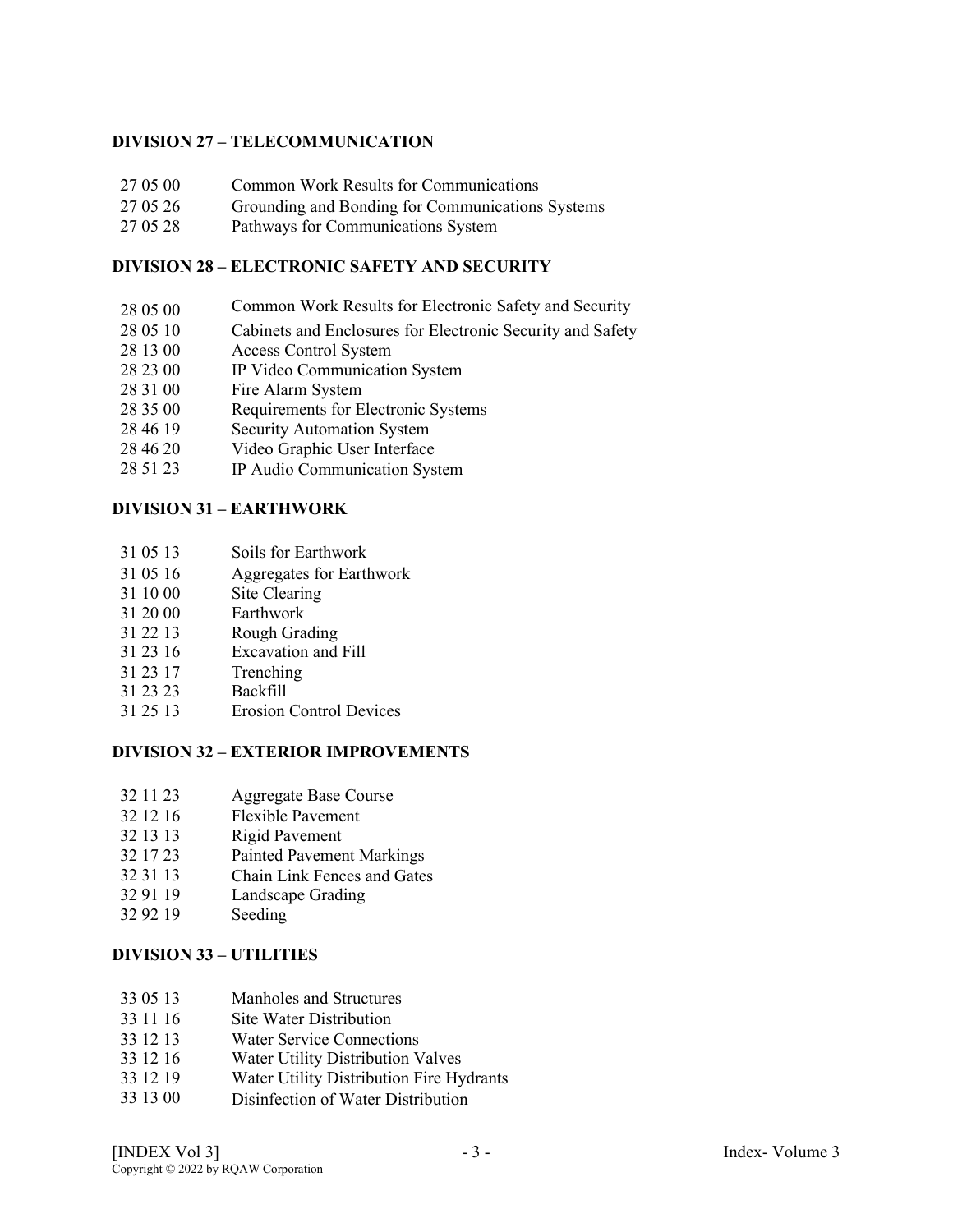## DIVISION 27 – TELECOMMUNICATION

| | |
|---|---|
| 27 05 00 | Common Work Results for Communications |
| 27 05 26 | Grounding and Bonding for Communications Systems |
| 27 05 28 | Pathways for Communications System |

## DIVISION 28 – ELECTRONIC SAFETY AND SECURITY

| | |
|---|---|
| 28 05 00 | Common Work Results for Electronic Safety and Security |
| 28 05 10 | Cabinets and Enclosures for Electronic Security and Safety |
| 28 13 00 | Access Control System |
| 28 23 00 | IP Video Communication System |
| 28 31 00 | Fire Alarm System |
| 28 35 00 | Requirements for Electronic Systems |
| 28 46 19 | Security Automation System |
| 28 46 20 | Video Graphic User Interface |
| 28 51 23 | IP Audio Communication System |

## DIVISION 31 – EARTHWORK

| | |
|---|---|
| 31 05 13 | Soils for Earthwork |
| 31 05 16 | Aggregates for Earthwork |
| 31 10 00 | Site Clearing |
| 31 20 00 | Earthwork |
| 31 22 13 | Rough Grading |
| 31 23 16 | Excavation and Fill |
| 31 23 17 | Trenching |
| 31 23 23 | Backfill |
| 31 25 13 | Erosion Control Devices |

## DIVISION 32 – EXTERIOR IMPROVEMENTS

| | |
|---|---|
| 32 11 23 | Aggregate Base Course |
| 32 12 16 | Flexible Pavement |
| 32 13 13 | Rigid Pavement |
| 32 17 23 | Painted Pavement Markings |
| 32 31 13 | Chain Link Fences and Gates |
| 32 91 19 | Landscape Grading |
| 32 92 19 | Seeding |

## DIVISION 33 – UTILITIES

| | |
|---|---|
| 33 05 13 | Manholes and Structures |
| 33 11 16 | Site Water Distribution |
| 33 12 13 | Water Service Connections |
| 33 12 16 | Water Utility Distribution Valves |
| 33 12 19 | Water Utility Distribution Fire Hydrants |
| 33 13 00 | Disinfection of Water Distribution |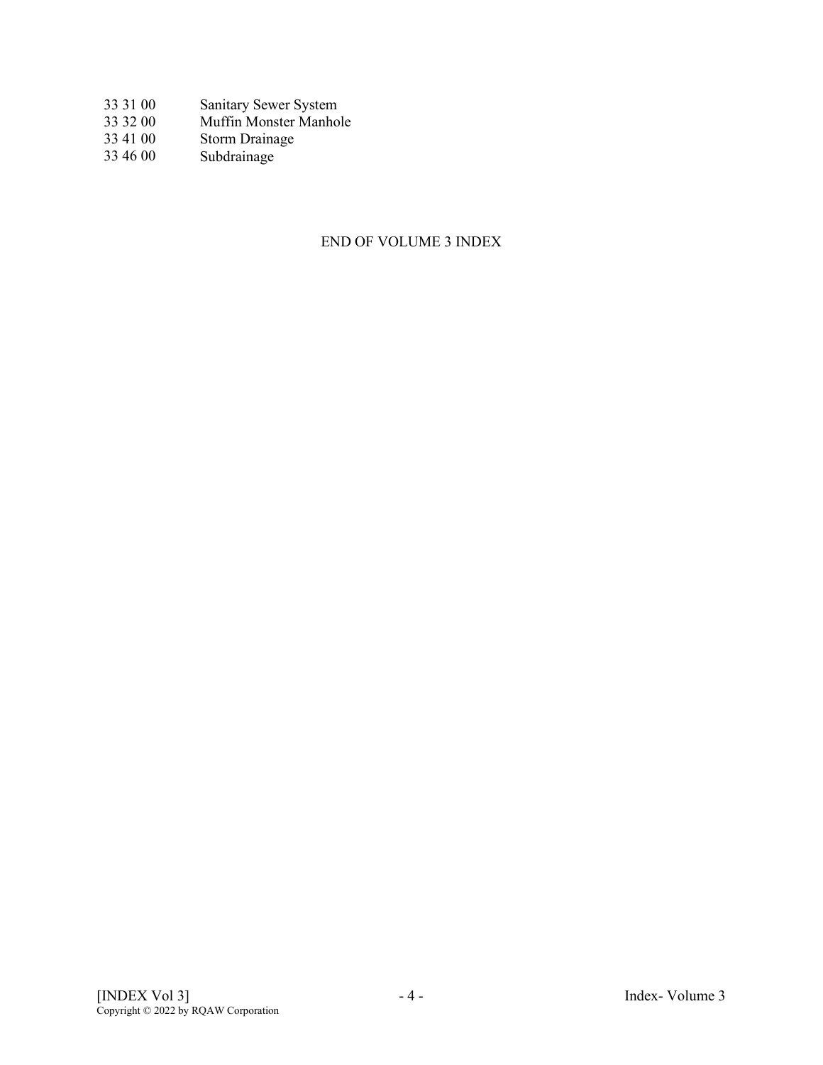| | |
|---|---|
| 33 31 00 | Sanitary Sewer System |
| 33 32 00 | Muffin Monster Manhole |
| 33 41 00 | Storm Drainage |
| 33 46 00 | Subdrainage |

END OF VOLUME 3 INDEX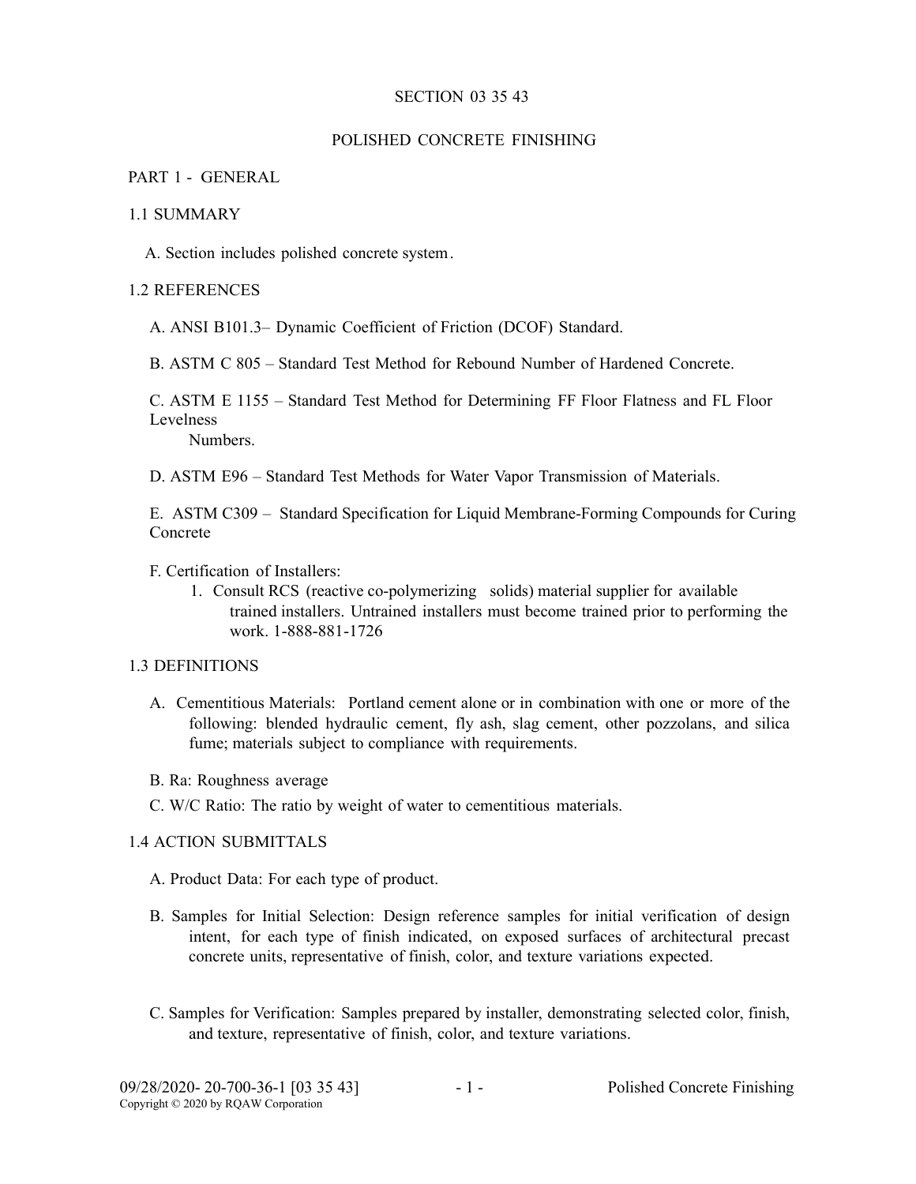# SECTION 03 35 43

# POLISHED CONCRETE FINISHING

## PART 1 - GENERAL

### 1.1 SUMMARY

A. Section includes polished concrete system.

### 1.2 REFERENCES

A. ANSI B101.3– Dynamic Coefficient of Friction (DCOF) Standard.

B. ASTM C 805 – Standard Test Method for Rebound Number of Hardened Concrete.

C. ASTM E 1155 – Standard Test Method for Determining FF Floor Flatness and FL Floor Levelness Numbers.

D. ASTM E96 – Standard Test Methods for Water Vapor Transmission of Materials.

E. ASTM C309 – Standard Specification for Liquid Membrane-Forming Compounds for Curing Concrete

F. Certification of Installers:

1. Consult RCS (reactive co-polymerizing solids) material supplier for available trained installers. Untrained installers must become trained prior to performing the work. 1-888-881-1726

### 1.3 DEFINITIONS

A. Cementitious Materials: Portland cement alone or in combination with one or more of the following: blended hydraulic cement, fly ash, slag cement, other pozzolans, and silica fume; materials subject to compliance with requirements.

B. Ra: Roughness average

C. W/C Ratio: The ratio by weight of water to cementitious materials.

### 1.4 ACTION SUBMITTALS

A. Product Data: For each type of product.

B. Samples for Initial Selection: Design reference samples for initial verification of design intent, for each type of finish indicated, on exposed surfaces of architectural precast concrete units, representative of finish, color, and texture variations expected.

C. Samples for Verification: Samples prepared by installer, demonstrating selected color, finish, and texture, representative of finish, color, and texture variations.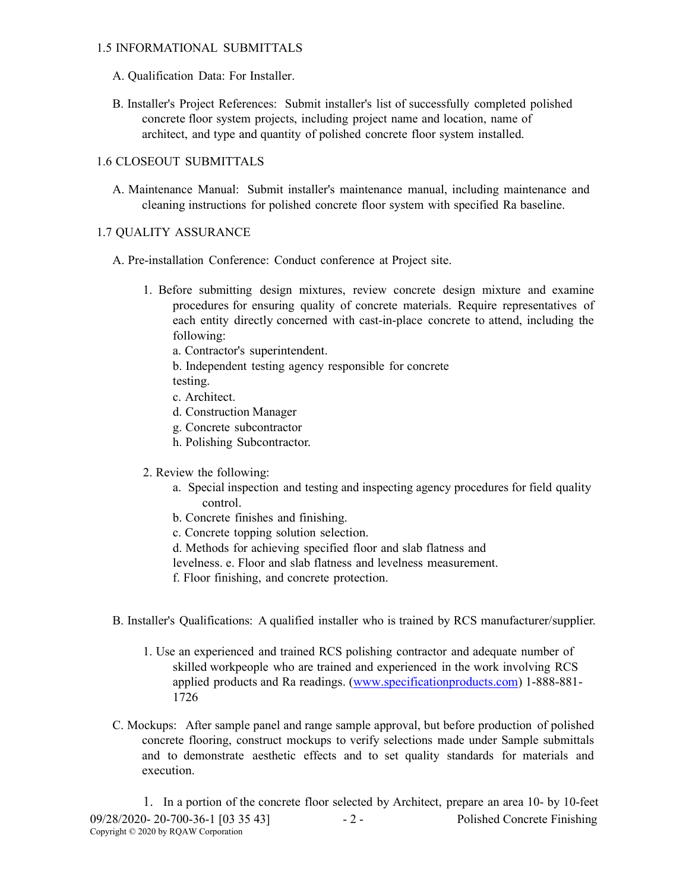## 1.5 INFORMATIONAL SUBMITTALS

A. Qualification Data: For Installer.

B. Installer's Project References: Submit installer's list of successfully completed polished concrete floor system projects, including project name and location, name of architect, and type and quantity of polished concrete floor system installed.

## 1.6 CLOSEOUT SUBMITTALS

A. Maintenance Manual: Submit installer's maintenance manual, including maintenance and cleaning instructions for polished concrete floor system with specified Ra baseline.

## 1.7 QUALITY ASSURANCE

A. Pre-installation Conference: Conduct conference at Project site.

1. Before submitting design mixtures, review concrete design mixture and examine procedures for ensuring quality of concrete materials. Require representatives of each entity directly concerned with cast-in-place concrete to attend, including the following:
   - a. Contractor's superintendent.
   - b. Independent testing agency responsible for concrete testing.
   - c. Architect.
   - d. Construction Manager
   - g. Concrete subcontractor
   - h. Polishing Subcontractor.

2. Review the following:
   - a. Special inspection and testing and inspecting agency procedures for field quality control.
   - b. Concrete finishes and finishing.
   - c. Concrete topping solution selection.
   - d. Methods for achieving specified floor and slab flatness and levelness. e. Floor and slab flatness and levelness measurement.
   - f. Floor finishing, and concrete protection.

B. Installer's Qualifications: A qualified installer who is trained by RCS manufacturer/supplier.

1. Use an experienced and trained RCS polishing contractor and adequate number of skilled workpeople who are trained and experienced in the work involving RCS applied products and Ra readings. ([www.specificationproducts.com](www.specificationproducts.com)) 1-888-881-1726

C. Mockups: After sample panel and range sample approval, but before production of polished concrete flooring, construct mockups to verify selections made under Sample submittals and to demonstrate aesthetic effects and to set quality standards for materials and execution.

1. In a portion of the concrete floor selected by Architect, prepare an area 10- by 10-feet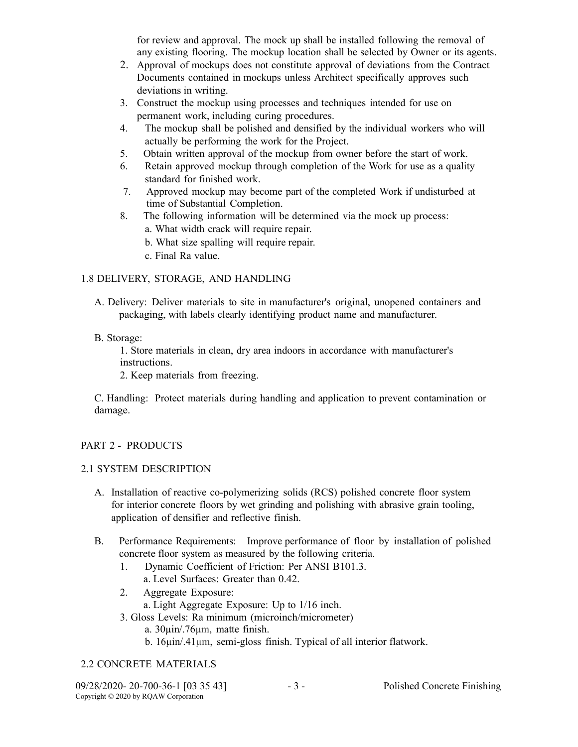for review and approval. The mock up shall be installed following the removal of any existing flooring. The mockup location shall be selected by Owner or its agents.

2. Approval of mockups does not constitute approval of deviations from the Contract Documents contained in mockups unless Architect specifically approves such deviations in writing.
3. Construct the mockup using processes and techniques intended for use on permanent work, including curing procedures.
4. The mockup shall be polished and densified by the individual workers who will actually be performing the work for the Project.
5. Obtain written approval of the mockup from owner before the start of work.
6. Retain approved mockup through completion of the Work for use as a quality standard for finished work.
7. Approved mockup may become part of the completed Work if undisturbed at time of Substantial Completion.
8. The following information will be determined via the mock up process:
   a. What width crack will require repair.
   b. What size spalling will require repair.
   c. Final Ra value.

### 1.8 DELIVERY, STORAGE, AND HANDLING

A. Delivery: Deliver materials to site in manufacturer's original, unopened containers and packaging, with labels clearly identifying product name and manufacturer.

B. Storage:
   1. Store materials in clean, dry area indoors in accordance with manufacturer's instructions.
   2. Keep materials from freezing.

C. Handling: Protect materials during handling and application to prevent contamination or damage.

## PART 2 - PRODUCTS

### 2.1 SYSTEM DESCRIPTION

A. Installation of reactive co-polymerizing solids (RCS) polished concrete floor system for interior concrete floors by wet grinding and polishing with abrasive grain tooling, application of densifier and reflective finish.

B. Performance Requirements: Improve performance of floor by installation of polished concrete floor system as measured by the following criteria.
   1. Dynamic Coefficient of Friction: Per ANSI B101.3.
      a. Level Surfaces: Greater than 0.42.
   2. Aggregate Exposure:
      a. Light Aggregate Exposure: Up to 1/16 inch.
   3. Gloss Levels: Ra minimum (microinch/micrometer)
      a. 30µin/.76µm, matte finish.
      b. 16µin/.41µm, semi-gloss finish. Typical of all interior flatwork.

### 2.2 CONCRETE MATERIALS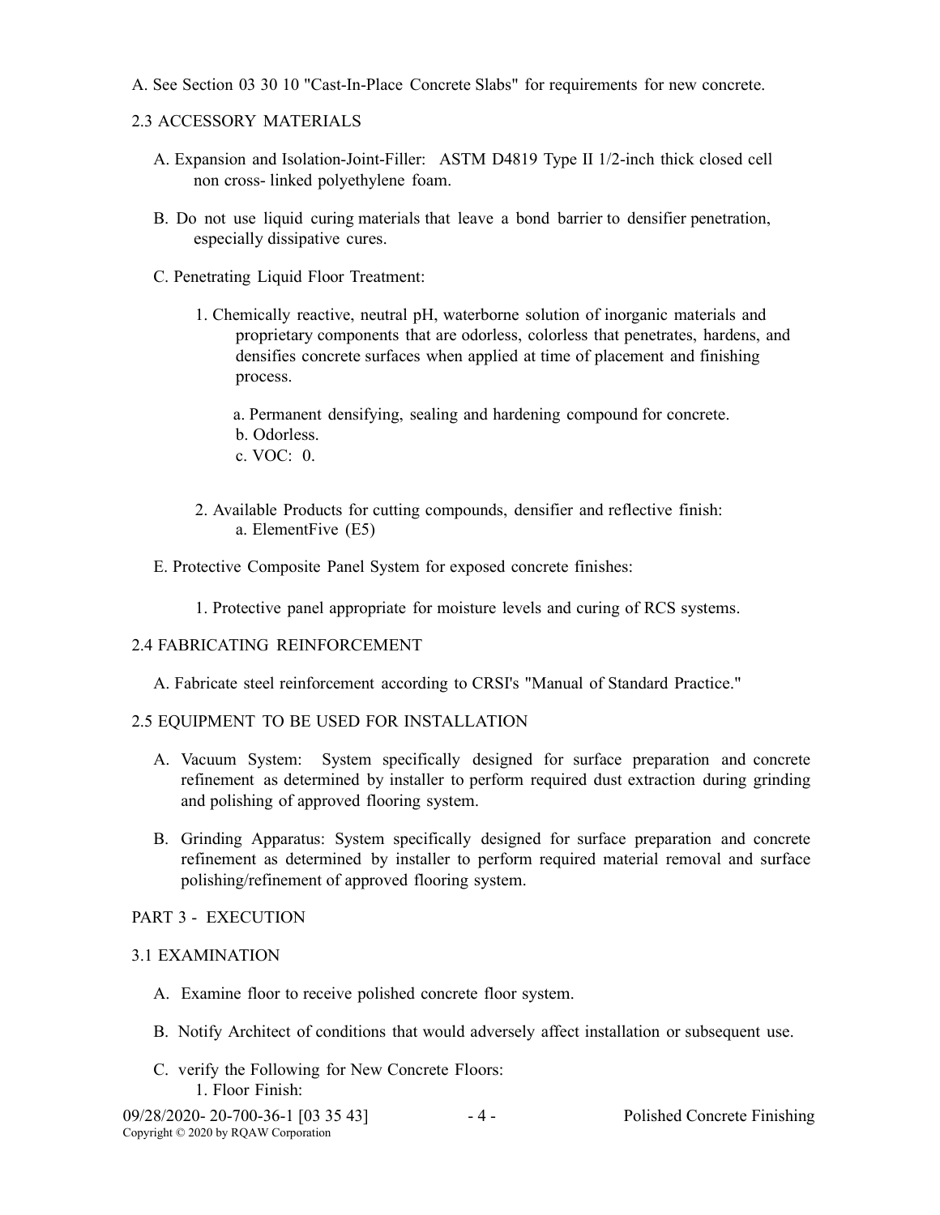A. See Section 03 30 10 "Cast-In-Place Concrete Slabs" for requirements for new concrete.

## 2.3 ACCESSORY MATERIALS

A. Expansion and Isolation-Joint-Filler: ASTM D4819 Type II 1/2-inch thick closed cell non cross- linked polyethylene foam.

B. Do not use liquid curing materials that leave a bond barrier to densifier penetration, especially dissipative cures.

C. Penetrating Liquid Floor Treatment:

1. Chemically reactive, neutral pH, waterborne solution of inorganic materials and proprietary components that are odorless, colorless that penetrates, hardens, and densifies concrete surfaces when applied at time of placement and finishing process.

   a. Permanent densifying, sealing and hardening compound for concrete.
   b. Odorless.
   c. VOC: 0.

2. Available Products for cutting compounds, densifier and reflective finish:
   a. ElementFive (E5)

E. Protective Composite Panel System for exposed concrete finishes:

1. Protective panel appropriate for moisture levels and curing of RCS systems.

## 2.4 FABRICATING REINFORCEMENT

A. Fabricate steel reinforcement according to CRSI's "Manual of Standard Practice."

## 2.5 EQUIPMENT TO BE USED FOR INSTALLATION

A. Vacuum System: System specifically designed for surface preparation and concrete refinement as determined by installer to perform required dust extraction during grinding and polishing of approved flooring system.

B. Grinding Apparatus: System specifically designed for surface preparation and concrete refinement as determined by installer to perform required material removal and surface polishing/refinement of approved flooring system.

# PART 3 - EXECUTION

## 3.1 EXAMINATION

A. Examine floor to receive polished concrete floor system.

B. Notify Architect of conditions that would adversely affect installation or subsequent use.

C. verify the Following for New Concrete Floors:

1. Floor Finish: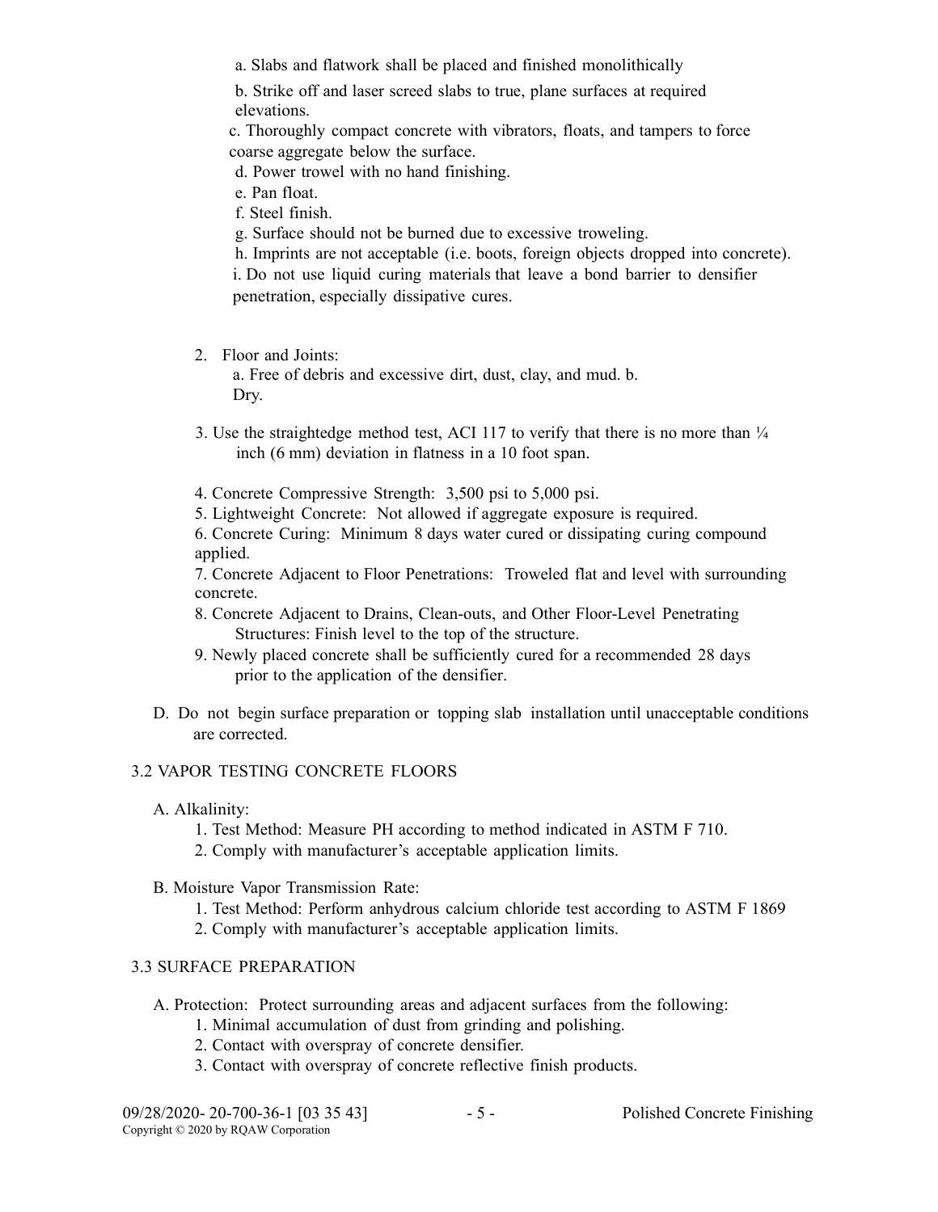a. Slabs and flatwork shall be placed and finished monolithically

b. Strike off and laser screed slabs to true, plane surfaces at required elevations.

c. Thoroughly compact concrete with vibrators, floats, and tampers to force coarse aggregate below the surface.

d. Power trowel with no hand finishing.

e. Pan float.

f. Steel finish.

g. Surface should not be burned due to excessive troweling.

h. Imprints are not acceptable (i.e. boots, foreign objects dropped into concrete).

i. Do not use liquid curing materials that leave a bond barrier to densifier penetration, especially dissipative cures.

2. Floor and Joints:

   a. Free of debris and excessive dirt, dust, clay, and mud. b. Dry.

3. Use the straightedge method test, ACI 117 to verify that there is no more than ¼ inch (6 mm) deviation in flatness in a 10 foot span.

4. Concrete Compressive Strength: 3,500 psi to 5,000 psi.

5. Lightweight Concrete: Not allowed if aggregate exposure is required.

6. Concrete Curing: Minimum 8 days water cured or dissipating curing compound applied.

7. Concrete Adjacent to Floor Penetrations: Troweled flat and level with surrounding concrete.

8. Concrete Adjacent to Drains, Clean-outs, and Other Floor-Level Penetrating Structures: Finish level to the top of the structure.

9. Newly placed concrete shall be sufficiently cured for a recommended 28 days prior to the application of the densifier.

D. Do not begin surface preparation or topping slab installation until unacceptable conditions are corrected.

## 3.2 VAPOR TESTING CONCRETE FLOORS

A. Alkalinity:

1. Test Method: Measure PH according to method indicated in ASTM F 710.
2. Comply with manufacturer's acceptable application limits.

B. Moisture Vapor Transmission Rate:

1. Test Method: Perform anhydrous calcium chloride test according to ASTM F 1869
2. Comply with manufacturer's acceptable application limits.

## 3.3 SURFACE PREPARATION

A. Protection: Protect surrounding areas and adjacent surfaces from the following:

1. Minimal accumulation of dust from grinding and polishing.
2. Contact with overspray of concrete densifier.
3. Contact with overspray of concrete reflective finish products.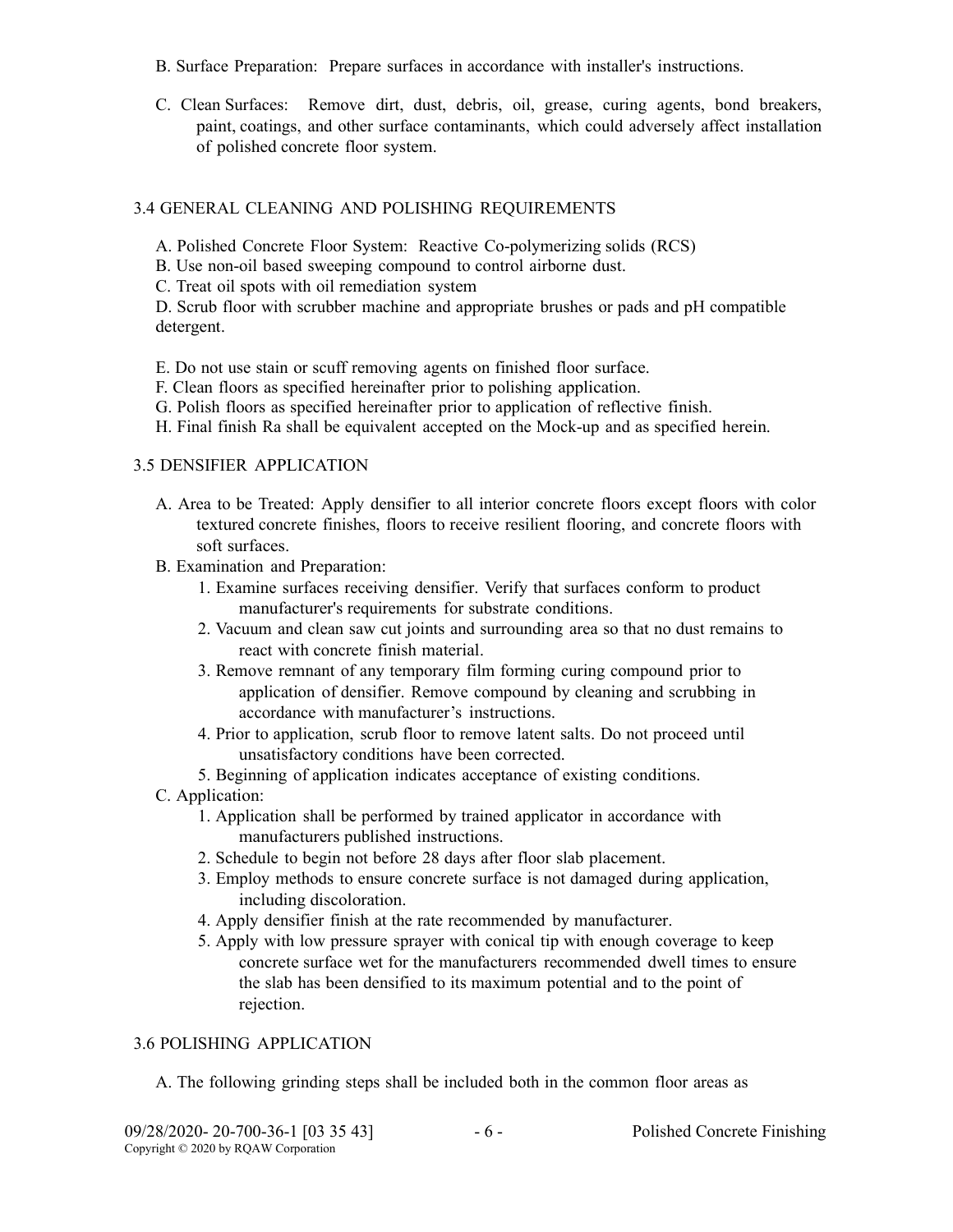B. Surface Preparation: Prepare surfaces in accordance with installer's instructions.

C. Clean Surfaces: Remove dirt, dust, debris, oil, grease, curing agents, bond breakers, paint, coatings, and other surface contaminants, which could adversely affect installation of polished concrete floor system.

## 3.4 GENERAL CLEANING AND POLISHING REQUIREMENTS

A. Polished Concrete Floor System: Reactive Co-polymerizing solids (RCS)
B. Use non-oil based sweeping compound to control airborne dust.
C. Treat oil spots with oil remediation system
D. Scrub floor with scrubber machine and appropriate brushes or pads and pH compatible detergent.

E. Do not use stain or scuff removing agents on finished floor surface.
F. Clean floors as specified hereinafter prior to polishing application.
G. Polish floors as specified hereinafter prior to application of reflective finish.
H. Final finish Ra shall be equivalent accepted on the Mock-up and as specified herein.

## 3.5 DENSIFIER APPLICATION

A. Area to be Treated: Apply densifier to all interior concrete floors except floors with color textured concrete finishes, floors to receive resilient flooring, and concrete floors with soft surfaces.

B. Examination and Preparation:
   1. Examine surfaces receiving densifier. Verify that surfaces conform to product manufacturer's requirements for substrate conditions.
   2. Vacuum and clean saw cut joints and surrounding area so that no dust remains to react with concrete finish material.
   3. Remove remnant of any temporary film forming curing compound prior to application of densifier. Remove compound by cleaning and scrubbing in accordance with manufacturer's instructions.
   4. Prior to application, scrub floor to remove latent salts. Do not proceed until unsatisfactory conditions have been corrected.
   5. Beginning of application indicates acceptance of existing conditions.

C. Application:
   1. Application shall be performed by trained applicator in accordance with manufacturers published instructions.
   2. Schedule to begin not before 28 days after floor slab placement.
   3. Employ methods to ensure concrete surface is not damaged during application, including discoloration.
   4. Apply densifier finish at the rate recommended by manufacturer.
   5. Apply with low pressure sprayer with conical tip with enough coverage to keep concrete surface wet for the manufacturers recommended dwell times to ensure the slab has been densified to its maximum potential and to the point of rejection.

## 3.6 POLISHING APPLICATION

A. The following grinding steps shall be included both in the common floor areas as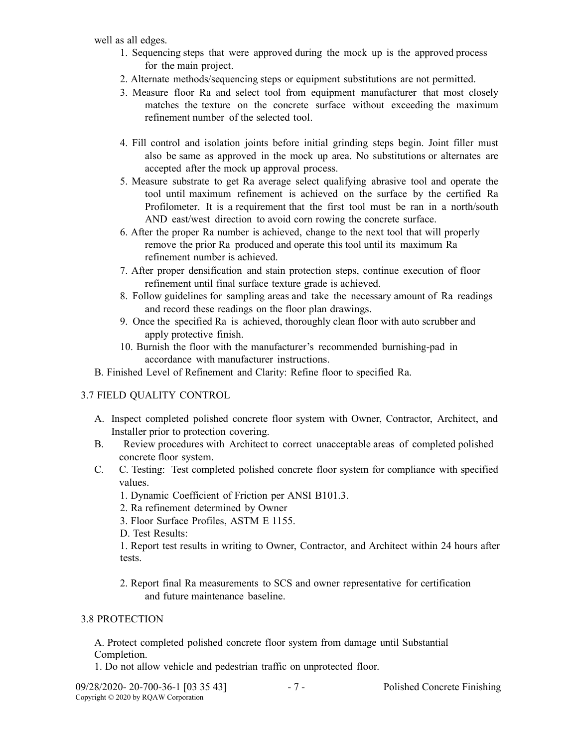well as all edges.

1. Sequencing steps that were approved during the mock up is the approved process for the main project.
2. Alternate methods/sequencing steps or equipment substitutions are not permitted.
3. Measure floor Ra and select tool from equipment manufacturer that most closely matches the texture on the concrete surface without exceeding the maximum refinement number of the selected tool.
4. Fill control and isolation joints before initial grinding steps begin. Joint filler must also be same as approved in the mock up area. No substitutions or alternates are accepted after the mock up approval process.
5. Measure substrate to get Ra average select qualifying abrasive tool and operate the tool until maximum refinement is achieved on the surface by the certified Ra Profilometer. It is a requirement that the first tool must be ran in a north/south AND east/west direction to avoid corn rowing the concrete surface.
6. After the proper Ra number is achieved, change to the next tool that will properly remove the prior Ra produced and operate this tool until its maximum Ra refinement number is achieved.
7. After proper densification and stain protection steps, continue execution of floor refinement until final surface texture grade is achieved.
8. Follow guidelines for sampling areas and take the necessary amount of Ra readings and record these readings on the floor plan drawings.
9. Once the specified Ra is achieved, thoroughly clean floor with auto scrubber and apply protective finish.
10. Burnish the floor with the manufacturer's recommended burnishing-pad in accordance with manufacturer instructions.

B. Finished Level of Refinement and Clarity: Refine floor to specified Ra.

## 3.7 FIELD QUALITY CONTROL

A. Inspect completed polished concrete floor system with Owner, Contractor, Architect, and Installer prior to protection covering.

B. Review procedures with Architect to correct unacceptable areas of completed polished concrete floor system.

C. C. Testing: Test completed polished concrete floor system for compliance with specified values.

1. Dynamic Coefficient of Friction per ANSI B101.3.
2. Ra refinement determined by Owner
3. Floor Surface Profiles, ASTM E 1155.

D. Test Results:

1. Report test results in writing to Owner, Contractor, and Architect within 24 hours after tests.
2. Report final Ra measurements to SCS and owner representative for certification and future maintenance baseline.

## 3.8 PROTECTION

A. Protect completed polished concrete floor system from damage until Substantial Completion.

1. Do not allow vehicle and pedestrian traffic on unprotected floor.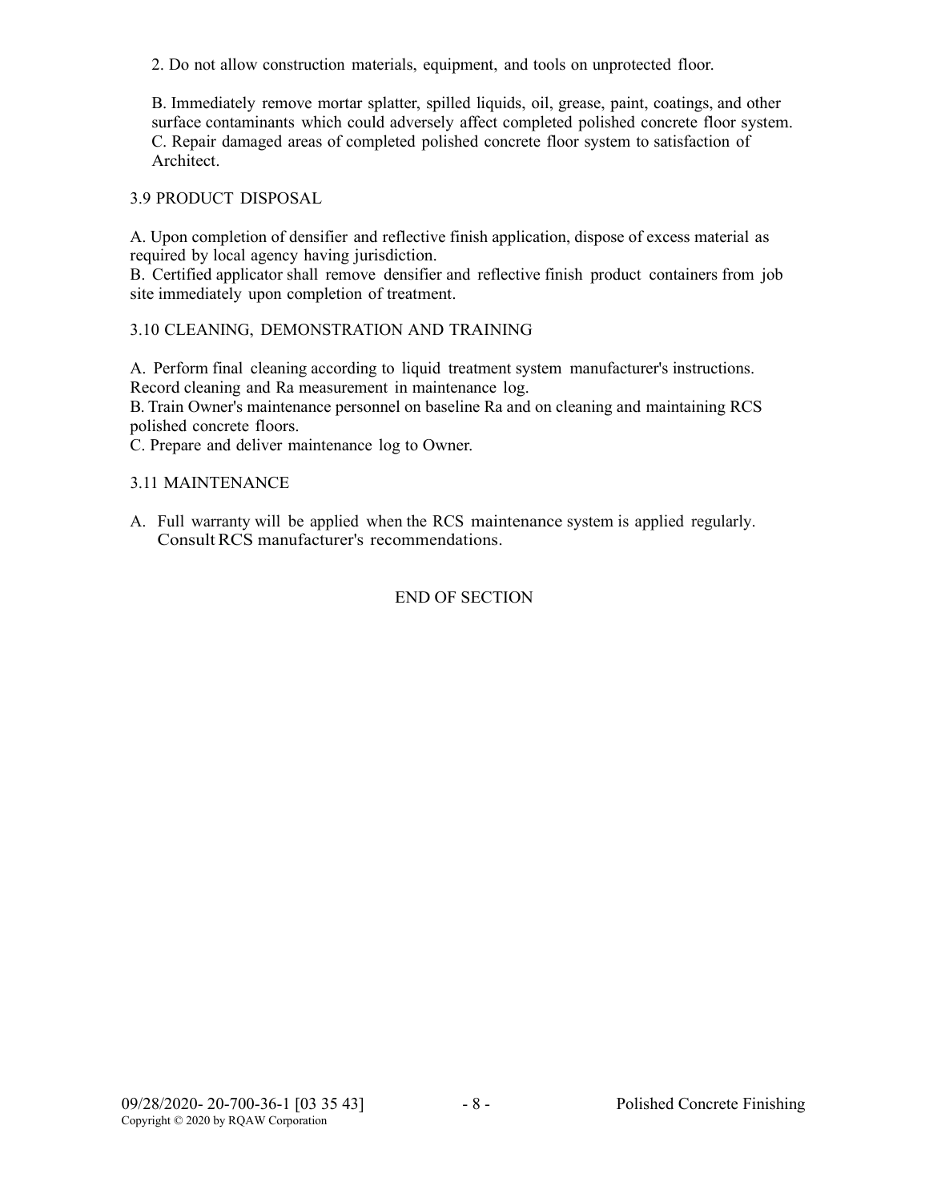2. Do not allow construction materials, equipment, and tools on unprotected floor.

B. Immediately remove mortar splatter, spilled liquids, oil, grease, paint, coatings, and other surface contaminants which could adversely affect completed polished concrete floor system.
C. Repair damaged areas of completed polished concrete floor system to satisfaction of Architect.

### 3.9 PRODUCT DISPOSAL

A. Upon completion of densifier and reflective finish application, dispose of excess material as required by local agency having jurisdiction.
B. Certified applicator shall remove densifier and reflective finish product containers from job site immediately upon completion of treatment.

### 3.10 CLEANING, DEMONSTRATION AND TRAINING

A. Perform final cleaning according to liquid treatment system manufacturer's instructions. Record cleaning and Ra measurement in maintenance log.
B. Train Owner's maintenance personnel on baseline Ra and on cleaning and maintaining RCS polished concrete floors.
C. Prepare and deliver maintenance log to Owner.

### 3.11 MAINTENANCE

A. Full warranty will be applied when the RCS maintenance system is applied regularly. Consult RCS manufacturer's recommendations.

END OF SECTION